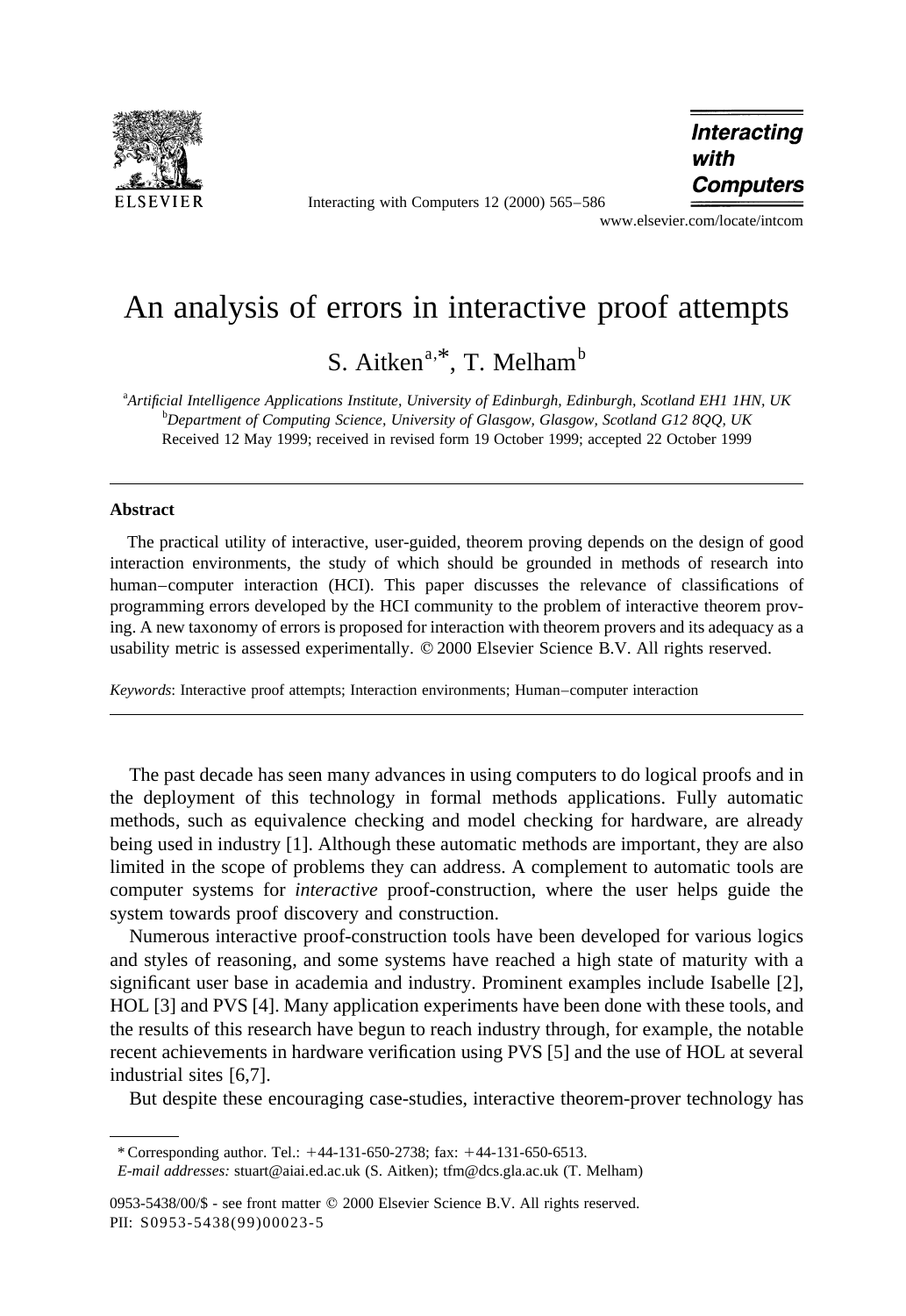# An analysis of errors in interactive proof attempts

S. Aitken[a,*], T. Melham[b]

[a]*Artificial Intelligence Applications Institute, University of Edinburgh, Edinburgh, Scotland EH1 1HN, UK*
[b]*Department of Computing Science, University of Glasgow, Glasgow, Scotland G12 8QQ, UK*

Received 12 May 1999; received in revised form 19 October 1999; accepted 22 October 1999

---

**Abstract**

The practical utility of interactive, user-guided, theorem proving depends on the design of good interaction environments, the study of which should be grounded in methods of research into human–computer interaction (HCI). This paper discusses the relevance of classifications of programming errors developed by the HCI community to the problem of interactive theorem proving. A new taxonomy of errors is proposed for interaction with theorem provers and its adequacy as a usability metric is assessed experimentally. © 2000 Elsevier Science B.V. All rights reserved.

*Keywords*: Interactive proof attempts; Interaction environments; Human–computer interaction

---

The past decade has seen many advances in using computers to do logical proofs and in the deployment of this technology in formal methods applications. Fully automatic methods, such as equivalence checking and model checking for hardware, are already being used in industry [1]. Although these automatic methods are important, they are also limited in the scope of problems they can address. A complement to automatic tools are computer systems for *interactive* proof-construction, where the user helps guide the system towards proof discovery and construction.

Numerous interactive proof-construction tools have been developed for various logics and styles of reasoning, and some systems have reached a high state of maturity with a significant user base in academia and industry. Prominent examples include Isabelle [2], HOL [3] and PVS [4]. Many application experiments have been done with these tools, and the results of this research have begun to reach industry through, for example, the notable recent achievements in hardware verification using PVS [5] and the use of HOL at several industrial sites [6,7].

But despite these encouraging case-studies, interactive theorem-prover technology has

---

\* Corresponding author. Tel.: +44-131-650-2738; fax: +44-131-650-6513.
*E-mail addresses:* stuart@aiai.ed.ac.uk (S. Aitken); tfm@dcs.gla.ac.uk (T. Melham)

0953-5438/00/$ - see front matter © 2000 Elsevier Science B.V. All rights reserved.
PII: S0953-5438(99)00023-5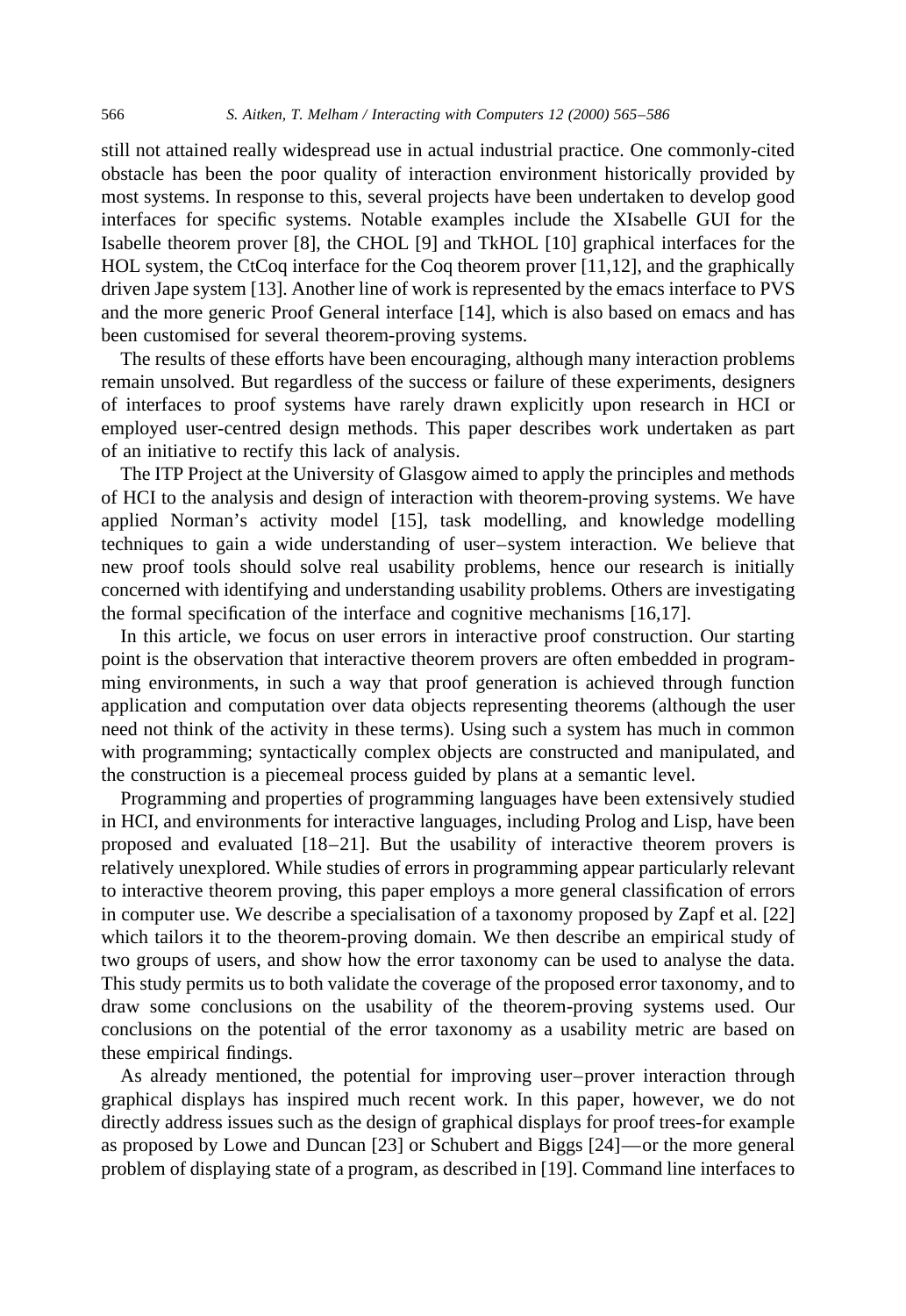still not attained really widespread use in actual industrial practice. One commonly-cited obstacle has been the poor quality of interaction environment historically provided by most systems. In response to this, several projects have been undertaken to develop good interfaces for specific systems. Notable examples include the XIsabelle GUI for the Isabelle theorem prover [8], the CHOL [9] and TkHOL [10] graphical interfaces for the HOL system, the CtCoq interface for the Coq theorem prover [11,12], and the graphically driven Jape system [13]. Another line of work is represented by the emacs interface to PVS and the more generic Proof General interface [14], which is also based on emacs and has been customised for several theorem-proving systems.

The results of these efforts have been encouraging, although many interaction problems remain unsolved. But regardless of the success or failure of these experiments, designers of interfaces to proof systems have rarely drawn explicitly upon research in HCI or employed user-centred design methods. This paper describes work undertaken as part of an initiative to rectify this lack of analysis.

The ITP Project at the University of Glasgow aimed to apply the principles and methods of HCI to the analysis and design of interaction with theorem-proving systems. We have applied Norman's activity model [15], task modelling, and knowledge modelling techniques to gain a wide understanding of user–system interaction. We believe that new proof tools should solve real usability problems, hence our research is initially concerned with identifying and understanding usability problems. Others are investigating the formal specification of the interface and cognitive mechanisms [16,17].

In this article, we focus on user errors in interactive proof construction. Our starting point is the observation that interactive theorem provers are often embedded in programming environments, in such a way that proof generation is achieved through function application and computation over data objects representing theorems (although the user need not think of the activity in these terms). Using such a system has much in common with programming; syntactically complex objects are constructed and manipulated, and the construction is a piecemeal process guided by plans at a semantic level.

Programming and properties of programming languages have been extensively studied in HCI, and environments for interactive languages, including Prolog and Lisp, have been proposed and evaluated [18–21]. But the usability of interactive theorem provers is relatively unexplored. While studies of errors in programming appear particularly relevant to interactive theorem proving, this paper employs a more general classification of errors in computer use. We describe a specialisation of a taxonomy proposed by Zapf et al. [22] which tailors it to the theorem-proving domain. We then describe an empirical study of two groups of users, and show how the error taxonomy can be used to analyse the data. This study permits us to both validate the coverage of the proposed error taxonomy, and to draw some conclusions on the usability of the theorem-proving systems used. Our conclusions on the potential of the error taxonomy as a usability metric are based on these empirical findings.

As already mentioned, the potential for improving user–prover interaction through graphical displays has inspired much recent work. In this paper, however, we do not directly address issues such as the design of graphical displays for proof trees-for example as proposed by Lowe and Duncan [23] or Schubert and Biggs [24]—or the more general problem of displaying state of a program, as described in [19]. Command line interfaces to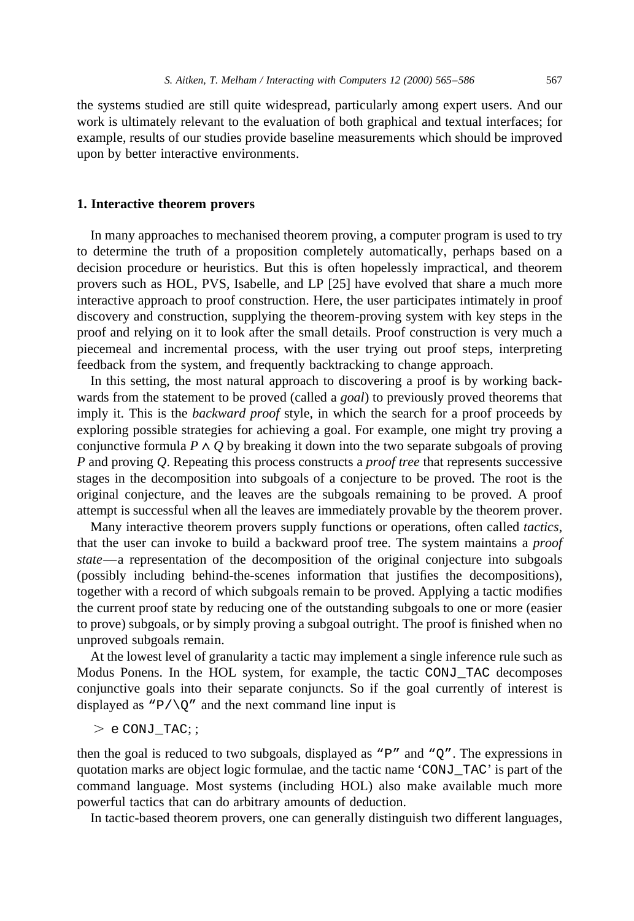the systems studied are still quite widespread, particularly among expert users. And our work is ultimately relevant to the evaluation of both graphical and textual interfaces; for example, results of our studies provide baseline measurements which should be improved upon by better interactive environments.

## 1. Interactive theorem provers

In many approaches to mechanised theorem proving, a computer program is used to try to determine the truth of a proposition completely automatically, perhaps based on a decision procedure or heuristics. But this is often hopelessly impractical, and theorem provers such as HOL, PVS, Isabelle, and LP [25] have evolved that share a much more interactive approach to proof construction. Here, the user participates intimately in proof discovery and construction, supplying the theorem-proving system with key steps in the proof and relying on it to look after the small details. Proof construction is very much a piecemeal and incremental process, with the user trying out proof steps, interpreting feedback from the system, and frequently backtracking to change approach.

In this setting, the most natural approach to discovering a proof is by working backwards from the statement to be proved (called a *goal*) to previously proved theorems that imply it. This is the *backward proof* style, in which the search for a proof proceeds by exploring possible strategies for achieving a goal. For example, one might try proving a conjunctive formula $P \wedge Q$ by breaking it down into the two separate subgoals of proving $P$ and proving $Q$. Repeating this process constructs a *proof tree* that represents successive stages in the decomposition into subgoals of a conjecture to be proved. The root is the original conjecture, and the leaves are the subgoals remaining to be proved. A proof attempt is successful when all the leaves are immediately provable by the theorem prover.

Many interactive theorem provers supply functions or operations, often called *tactics*, that the user can invoke to build a backward proof tree. The system maintains a *proof state*—a representation of the decomposition of the original conjecture into subgoals (possibly including behind-the-scenes information that justifies the decompositions), together with a record of which subgoals remain to be proved. Applying a tactic modifies the current proof state by reducing one of the outstanding subgoals to one or more (easier to prove) subgoals, or by simply proving a subgoal outright. The proof is finished when no unproved subgoals remain.

At the lowest level of granularity a tactic may implement a single inference rule such as Modus Ponens. In the HOL system, for example, the tactic `CONJ_TAC` decomposes conjunctive goals into their separate conjuncts. So if the goal currently of interest is displayed as `"P/\Q"` and the next command line input is

```
> e CONJ_TAC;;
```

then the goal is reduced to two subgoals, displayed as `"P"` and `"Q"`. The expressions in quotation marks are object logic formulae, and the tactic name '`CONJ_TAC`' is part of the command language. Most systems (including HOL) also make available much more powerful tactics that can do arbitrary amounts of deduction.

In tactic-based theorem provers, one can generally distinguish two different languages,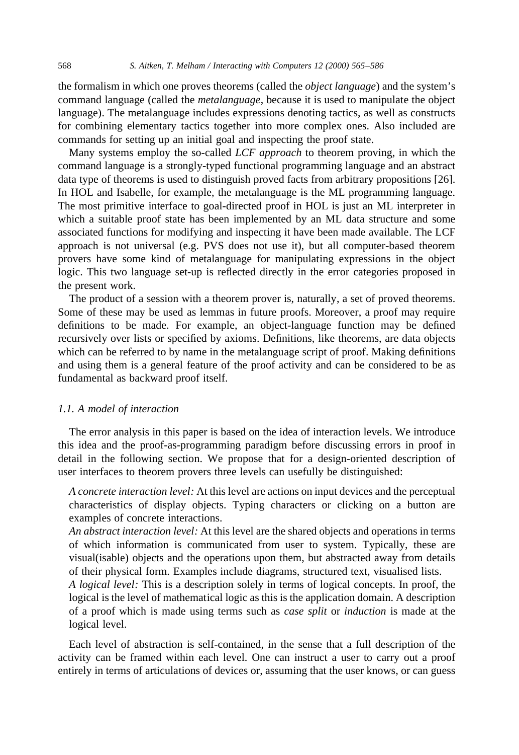the formalism in which one proves theorems (called the *object language*) and the system's command language (called the *metalanguage*, because it is used to manipulate the object language). The metalanguage includes expressions denoting tactics, as well as constructs for combining elementary tactics together into more complex ones. Also included are commands for setting up an initial goal and inspecting the proof state.

Many systems employ the so-called *LCF approach* to theorem proving, in which the command language is a strongly-typed functional programming language and an abstract data type of theorems is used to distinguish proved facts from arbitrary propositions [26]. In HOL and Isabelle, for example, the metalanguage is the ML programming language. The most primitive interface to goal-directed proof in HOL is just an ML interpreter in which a suitable proof state has been implemented by an ML data structure and some associated functions for modifying and inspecting it have been made available. The LCF approach is not universal (e.g. PVS does not use it), but all computer-based theorem provers have some kind of metalanguage for manipulating expressions in the object logic. This two language set-up is reflected directly in the error categories proposed in the present work.

The product of a session with a theorem prover is, naturally, a set of proved theorems. Some of these may be used as lemmas in future proofs. Moreover, a proof may require definitions to be made. For example, an object-language function may be defined recursively over lists or specified by axioms. Definitions, like theorems, are data objects which can be referred to by name in the metalanguage script of proof. Making definitions and using them is a general feature of the proof activity and can be considered to be as fundamental as backward proof itself.

### 1.1. A model of interaction

The error analysis in this paper is based on the idea of interaction levels. We introduce this idea and the proof-as-programming paradigm before discussing errors in proof in detail in the following section. We propose that for a design-oriented description of user interfaces to theorem provers three levels can usefully be distinguished:

*A concrete interaction level:* At this level are actions on input devices and the perceptual characteristics of display objects. Typing characters or clicking on a button are examples of concrete interactions.

*An abstract interaction level:* At this level are the shared objects and operations in terms of which information is communicated from user to system. Typically, these are visual(isable) objects and the operations upon them, but abstracted away from details of their physical form. Examples include diagrams, structured text, visualised lists.

*A logical level:* This is a description solely in terms of logical concepts. In proof, the logical is the level of mathematical logic as this is the application domain. A description of a proof which is made using terms such as *case split* or *induction* is made at the logical level.

Each level of abstraction is self-contained, in the sense that a full description of the activity can be framed within each level. One can instruct a user to carry out a proof entirely in terms of articulations of devices or, assuming that the user knows, or can guess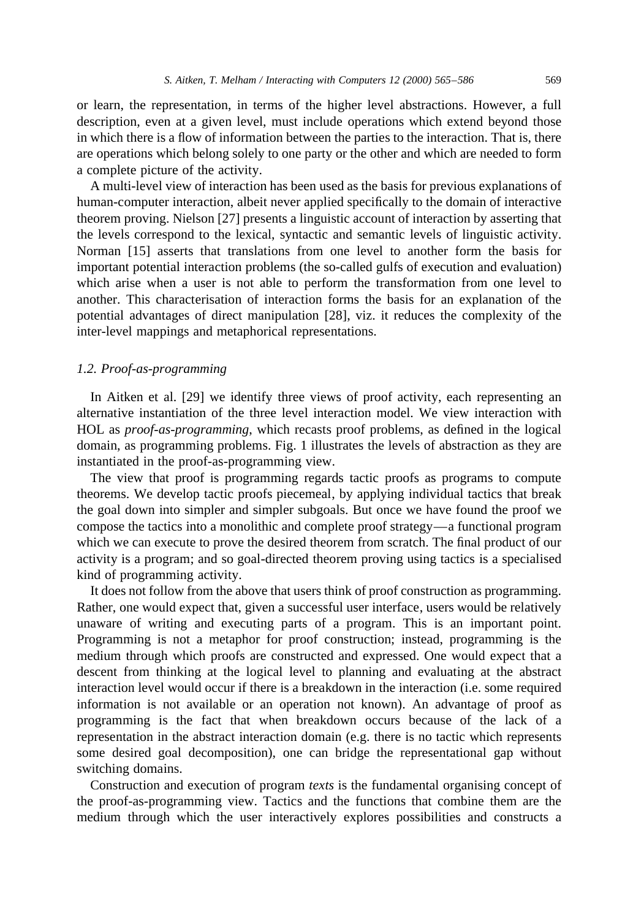or learn, the representation, in terms of the higher level abstractions. However, a full description, even at a given level, must include operations which extend beyond those in which there is a flow of information between the parties to the interaction. That is, there are operations which belong solely to one party or the other and which are needed to form a complete picture of the activity.

A multi-level view of interaction has been used as the basis for previous explanations of human-computer interaction, albeit never applied specifically to the domain of interactive theorem proving. Nielson [27] presents a linguistic account of interaction by asserting that the levels correspond to the lexical, syntactic and semantic levels of linguistic activity. Norman [15] asserts that translations from one level to another form the basis for important potential interaction problems (the so-called gulfs of execution and evaluation) which arise when a user is not able to perform the transformation from one level to another. This characterisation of interaction forms the basis for an explanation of the potential advantages of direct manipulation [28], viz. it reduces the complexity of the inter-level mappings and metaphorical representations.

### 1.2. Proof-as-programming

In Aitken et al. [29] we identify three views of proof activity, each representing an alternative instantiation of the three level interaction model. We view interaction with HOL as *proof-as-programming*, which recasts proof problems, as defined in the logical domain, as programming problems. Fig. 1 illustrates the levels of abstraction as they are instantiated in the proof-as-programming view.

The view that proof is programming regards tactic proofs as programs to compute theorems. We develop tactic proofs piecemeal, by applying individual tactics that break the goal down into simpler and simpler subgoals. But once we have found the proof we compose the tactics into a monolithic and complete proof strategy—a functional program which we can execute to prove the desired theorem from scratch. The final product of our activity is a program; and so goal-directed theorem proving using tactics is a specialised kind of programming activity.

It does not follow from the above that users think of proof construction as programming. Rather, one would expect that, given a successful user interface, users would be relatively unaware of writing and executing parts of a program. This is an important point. Programming is not a metaphor for proof construction; instead, programming is the medium through which proofs are constructed and expressed. One would expect that a descent from thinking at the logical level to planning and evaluating at the abstract interaction level would occur if there is a breakdown in the interaction (i.e. some required information is not available or an operation not known). An advantage of proof as programming is the fact that when breakdown occurs because of the lack of a representation in the abstract interaction domain (e.g. there is no tactic which represents some desired goal decomposition), one can bridge the representational gap without switching domains.

Construction and execution of program *texts* is the fundamental organising concept of the proof-as-programming view. Tactics and the functions that combine them are the medium through which the user interactively explores possibilities and constructs a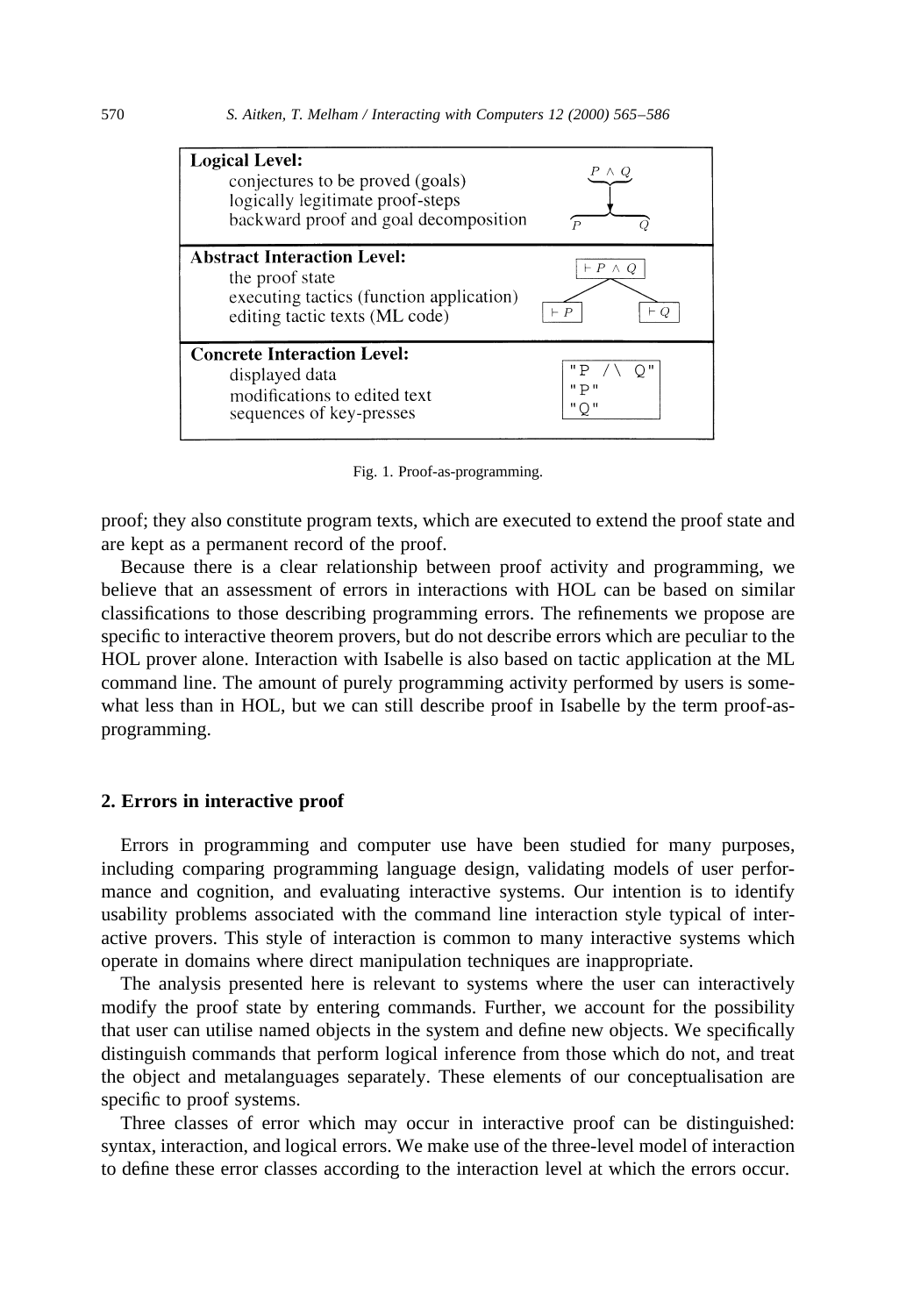| **Logical Level:** | |
| --- | --- |
| conjectures to be proved (goals)<br>logically legitimate proof-steps<br>backward proof and goal decomposition | $P \wedge Q$ → $P$, $Q$ |
| **Abstract Interaction Level:** | |
| the proof state<br>executing tactics (function application)<br>editing tactic texts (ML code) | $\vdash P \wedge Q$ → $\vdash P$, $\vdash Q$ |
| **Concrete Interaction Level:** | |
| displayed data<br>modifications to edited text<br>sequences of key-presses | "P /\ Q"<br>"P"<br>"Q" |

Fig. 1. Proof-as-programming.

proof; they also constitute program texts, which are executed to extend the proof state and are kept as a permanent record of the proof.

Because there is a clear relationship between proof activity and programming, we believe that an assessment of errors in interactions with HOL can be based on similar classifications to those describing programming errors. The refinements we propose are specific to interactive theorem provers, but do not describe errors which are peculiar to the HOL prover alone. Interaction with Isabelle is also based on tactic application at the ML command line. The amount of purely programming activity performed by users is somewhat less than in HOL, but we can still describe proof in Isabelle by the term proof-as-programming.

## 2. Errors in interactive proof

Errors in programming and computer use have been studied for many purposes, including comparing programming language design, validating models of user performance and cognition, and evaluating interactive systems. Our intention is to identify usability problems associated with the command line interaction style typical of interactive provers. This style of interaction is common to many interactive systems which operate in domains where direct manipulation techniques are inappropriate.

The analysis presented here is relevant to systems where the user can interactively modify the proof state by entering commands. Further, we account for the possibility that user can utilise named objects in the system and define new objects. We specifically distinguish commands that perform logical inference from those which do not, and treat the object and metalanguages separately. These elements of our conceptualisation are specific to proof systems.

Three classes of error which may occur in interactive proof can be distinguished: syntax, interaction, and logical errors. We make use of the three-level model of interaction to define these error classes according to the interaction level at which the errors occur.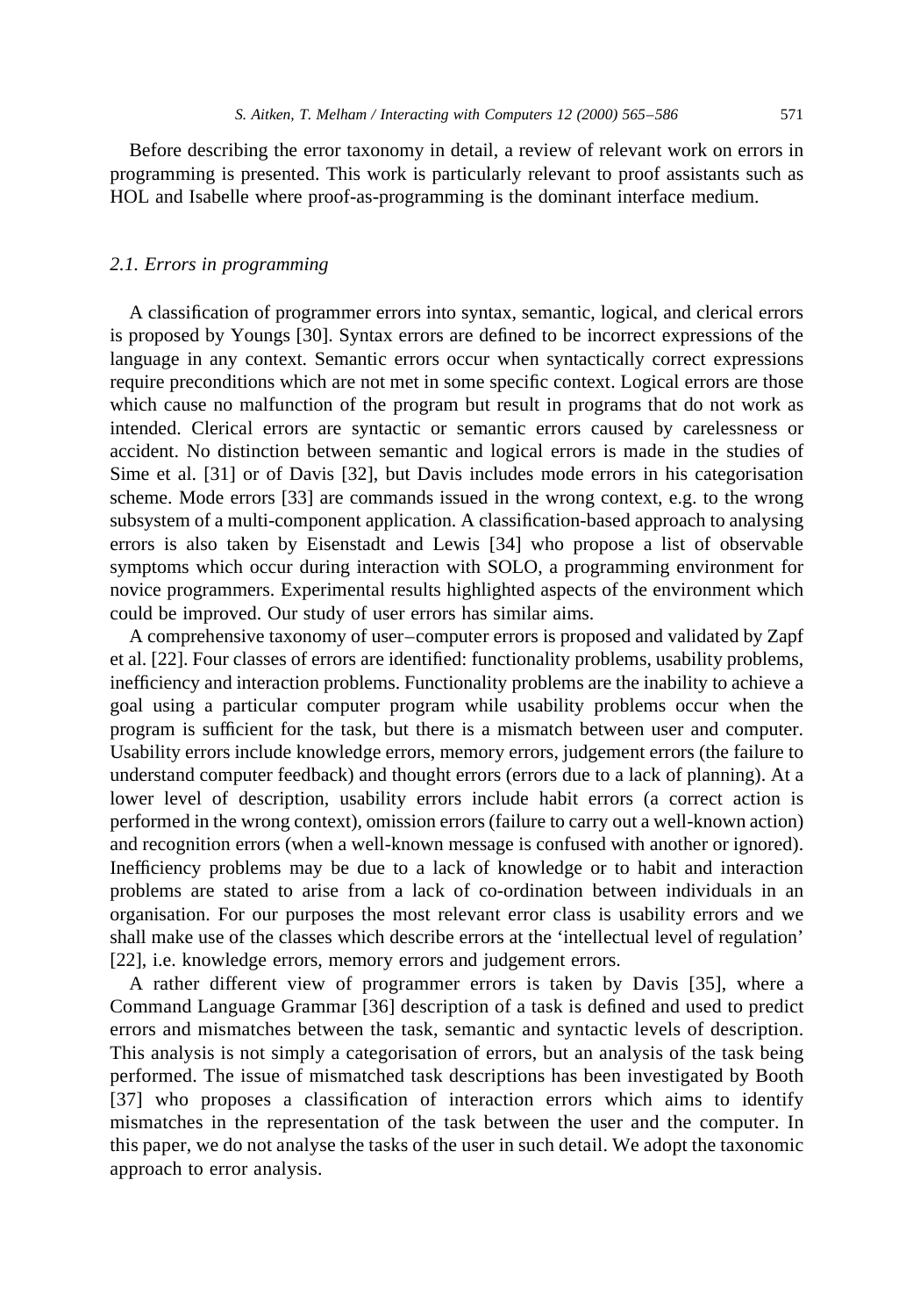Before describing the error taxonomy in detail, a review of relevant work on errors in programming is presented. This work is particularly relevant to proof assistants such as HOL and Isabelle where proof-as-programming is the dominant interface medium.

### *2.1. Errors in programming*

A classification of programmer errors into syntax, semantic, logical, and clerical errors is proposed by Youngs [30]. Syntax errors are defined to be incorrect expressions of the language in any context. Semantic errors occur when syntactically correct expressions require preconditions which are not met in some specific context. Logical errors are those which cause no malfunction of the program but result in programs that do not work as intended. Clerical errors are syntactic or semantic errors caused by carelessness or accident. No distinction between semantic and logical errors is made in the studies of Sime et al. [31] or of Davis [32], but Davis includes mode errors in his categorisation scheme. Mode errors [33] are commands issued in the wrong context, e.g. to the wrong subsystem of a multi-component application. A classification-based approach to analysing errors is also taken by Eisenstadt and Lewis [34] who propose a list of observable symptoms which occur during interaction with SOLO, a programming environment for novice programmers. Experimental results highlighted aspects of the environment which could be improved. Our study of user errors has similar aims.

A comprehensive taxonomy of user–computer errors is proposed and validated by Zapf et al. [22]. Four classes of errors are identified: functionality problems, usability problems, inefficiency and interaction problems. Functionality problems are the inability to achieve a goal using a particular computer program while usability problems occur when the program is sufficient for the task, but there is a mismatch between user and computer. Usability errors include knowledge errors, memory errors, judgement errors (the failure to understand computer feedback) and thought errors (errors due to a lack of planning). At a lower level of description, usability errors include habit errors (a correct action is performed in the wrong context), omission errors (failure to carry out a well-known action) and recognition errors (when a well-known message is confused with another or ignored). Inefficiency problems may be due to a lack of knowledge or to habit and interaction problems are stated to arise from a lack of co-ordination between individuals in an organisation. For our purposes the most relevant error class is usability errors and we shall make use of the classes which describe errors at the 'intellectual level of regulation' [22], i.e. knowledge errors, memory errors and judgement errors.

A rather different view of programmer errors is taken by Davis [35], where a Command Language Grammar [36] description of a task is defined and used to predict errors and mismatches between the task, semantic and syntactic levels of description. This analysis is not simply a categorisation of errors, but an analysis of the task being performed. The issue of mismatched task descriptions has been investigated by Booth [37] who proposes a classification of interaction errors which aims to identify mismatches in the representation of the task between the user and the computer. In this paper, we do not analyse the tasks of the user in such detail. We adopt the taxonomic approach to error analysis.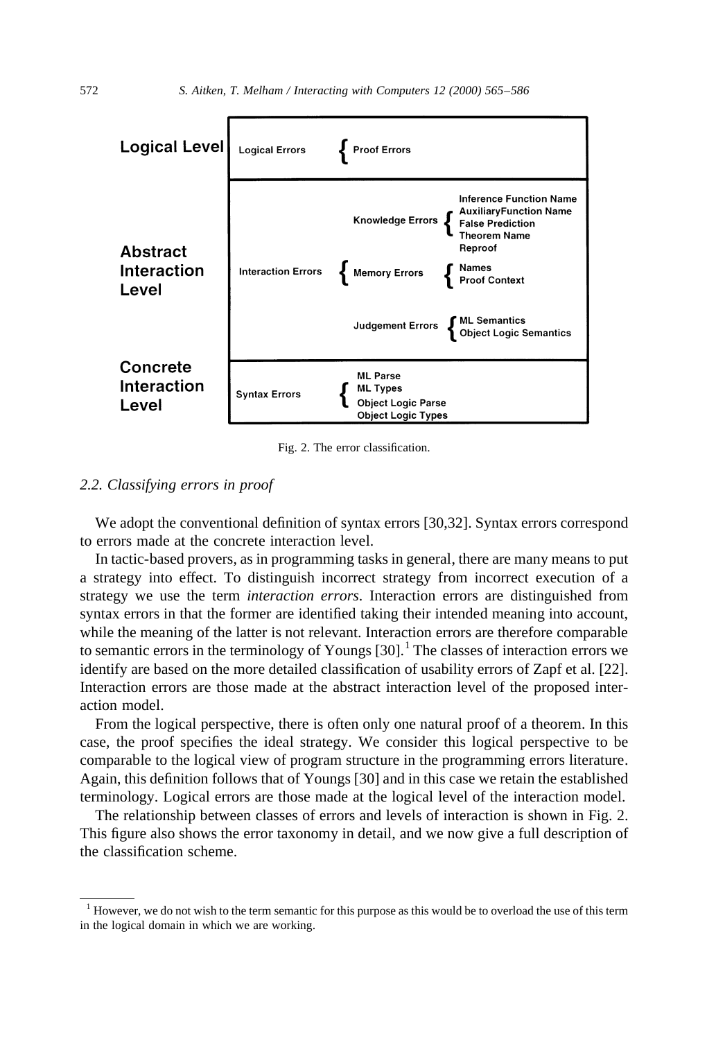| Level | Error class | Subclass | Error type |
|---|---|---|---|
| **Logical Level** | Logical Errors | Proof Errors | |
| **Abstract Interaction Level** | Interaction Errors | Knowledge Errors | Inference Function Name |
| | | | AuxiliaryFunction Name |
| | | | False Prediction |
| | | | Theorem Name |
| | | | Reproof |
| | | Memory Errors | Names |
| | | | Proof Context |
| | | Judgement Errors | ML Semantics |
| | | | Object Logic Semantics |
| **Concrete Interaction Level** | Syntax Errors | ML Parse | |
| | | ML Types | |
| | | Object Logic Parse | |
| | | Object Logic Types | |

Fig. 2. The error classification.

### 2.2. Classifying errors in proof

We adopt the conventional definition of syntax errors [30,32]. Syntax errors correspond to errors made at the concrete interaction level.

In tactic-based provers, as in programming tasks in general, there are many means to put a strategy into effect. To distinguish incorrect strategy from incorrect execution of a strategy we use the term *interaction errors*. Interaction errors are distinguished from syntax errors in that the former are identified taking their intended meaning into account, while the meaning of the latter is not relevant. Interaction errors are therefore comparable to semantic errors in the terminology of Youngs [30].[1] The classes of interaction errors we identify are based on the more detailed classification of usability errors of Zapf et al. [22]. Interaction errors are those made at the abstract interaction level of the proposed interaction model.

From the logical perspective, there is often only one natural proof of a theorem. In this case, the proof specifies the ideal strategy. We consider this logical perspective to be comparable to the logical view of program structure in the programming errors literature. Again, this definition follows that of Youngs [30] and in this case we retain the established terminology. Logical errors are those made at the logical level of the interaction model.

The relationship between classes of errors and levels of interaction is shown in Fig. 2. This figure also shows the error taxonomy in detail, and we now give a full description of the classification scheme.

[1] However, we do not wish to the term semantic for this purpose as this would be to overload the use of this term in the logical domain in which we are working.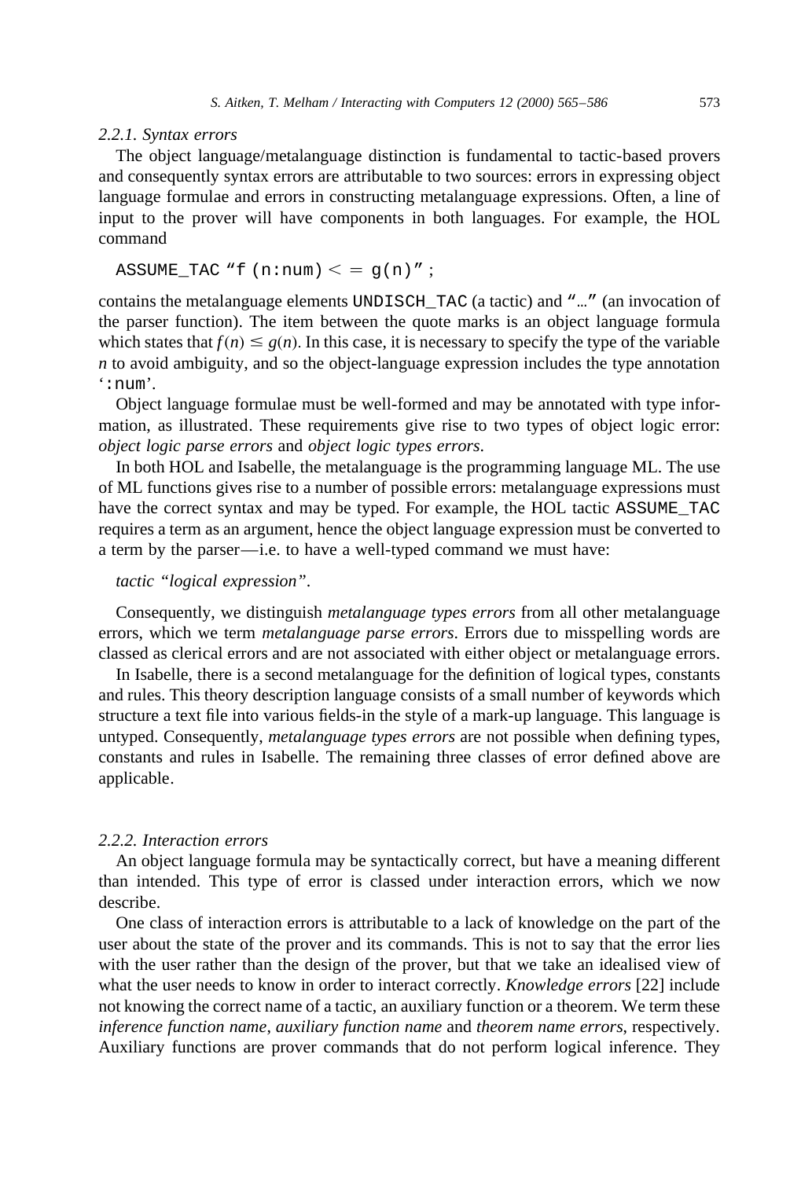#### 2.2.1. Syntax errors

The object language/metalanguage distinction is fundamental to tactic-based provers and consequently syntax errors are attributable to two sources: errors in expressing object language formulae and errors in constructing metalanguage expressions. Often, a line of input to the prover will have components in both languages. For example, the HOL command

```
ASSUME_TAC "f (n:num) < = g(n)";
```

contains the metalanguage elements `UNDISCH_TAC` (a tactic) and `"…"` (an invocation of the parser function). The item between the quote marks is an object language formula which states that $f(n) \leq g(n)$. In this case, it is necessary to specify the type of the variable $n$ to avoid ambiguity, and so the object-language expression includes the type annotation '`:num`'.

Object language formulae must be well-formed and may be annotated with type information, as illustrated. These requirements give rise to two types of object logic error: *object logic parse errors* and *object logic types errors*.

In both HOL and Isabelle, the metalanguage is the programming language ML. The use of ML functions gives rise to a number of possible errors: metalanguage expressions must have the correct syntax and may be typed. For example, the HOL tactic `ASSUME_TAC` requires a term as an argument, hence the object language expression must be converted to a term by the parser—i.e. to have a well-typed command we must have:

*tactic "logical expression".*

Consequently, we distinguish *metalanguage types errors* from all other metalanguage errors, which we term *metalanguage parse errors*. Errors due to misspelling words are classed as clerical errors and are not associated with either object or metalanguage errors.

In Isabelle, there is a second metalanguage for the definition of logical types, constants and rules. This theory description language consists of a small number of keywords which structure a text file into various fields-in the style of a mark-up language. This language is untyped. Consequently, *metalanguage types errors* are not possible when defining types, constants and rules in Isabelle. The remaining three classes of error defined above are applicable.

#### 2.2.2. Interaction errors

An object language formula may be syntactically correct, but have a meaning different than intended. This type of error is classed under interaction errors, which we now describe.

One class of interaction errors is attributable to a lack of knowledge on the part of the user about the state of the prover and its commands. This is not to say that the error lies with the user rather than the design of the prover, but that we take an idealised view of what the user needs to know in order to interact correctly. *Knowledge errors* [22] include not knowing the correct name of a tactic, an auxiliary function or a theorem. We term these *inference function name*, *auxiliary function name* and *theorem name errors*, respectively. Auxiliary functions are prover commands that do not perform logical inference. They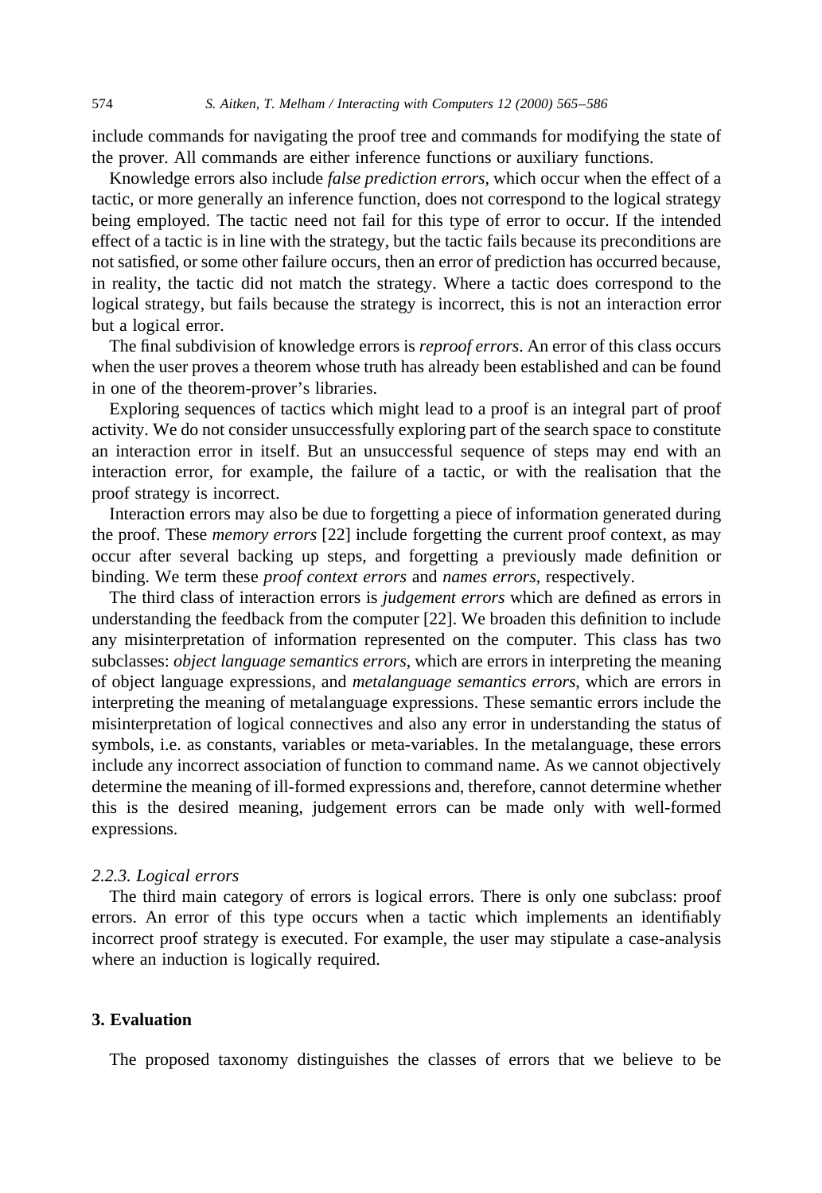include commands for navigating the proof tree and commands for modifying the state of the prover. All commands are either inference functions or auxiliary functions.

Knowledge errors also include *false prediction errors*, which occur when the effect of a tactic, or more generally an inference function, does not correspond to the logical strategy being employed. The tactic need not fail for this type of error to occur. If the intended effect of a tactic is in line with the strategy, but the tactic fails because its preconditions are not satisfied, or some other failure occurs, then an error of prediction has occurred because, in reality, the tactic did not match the strategy. Where a tactic does correspond to the logical strategy, but fails because the strategy is incorrect, this is not an interaction error but a logical error.

The final subdivision of knowledge errors is *reproof errors*. An error of this class occurs when the user proves a theorem whose truth has already been established and can be found in one of the theorem-prover's libraries.

Exploring sequences of tactics which might lead to a proof is an integral part of proof activity. We do not consider unsuccessfully exploring part of the search space to constitute an interaction error in itself. But an unsuccessful sequence of steps may end with an interaction error, for example, the failure of a tactic, or with the realisation that the proof strategy is incorrect.

Interaction errors may also be due to forgetting a piece of information generated during the proof. These *memory errors* [22] include forgetting the current proof context, as may occur after several backing up steps, and forgetting a previously made definition or binding. We term these *proof context errors* and *names errors*, respectively.

The third class of interaction errors is *judgement errors* which are defined as errors in understanding the feedback from the computer [22]. We broaden this definition to include any misinterpretation of information represented on the computer. This class has two subclasses: *object language semantics errors*, which are errors in interpreting the meaning of object language expressions, and *metalanguage semantics errors*, which are errors in interpreting the meaning of metalanguage expressions. These semantic errors include the misinterpretation of logical connectives and also any error in understanding the status of symbols, i.e. as constants, variables or meta-variables. In the metalanguage, these errors include any incorrect association of function to command name. As we cannot objectively determine the meaning of ill-formed expressions and, therefore, cannot determine whether this is the desired meaning, judgement errors can be made only with well-formed expressions.

#### *2.2.3. Logical errors*

The third main category of errors is logical errors. There is only one subclass: proof errors. An error of this type occurs when a tactic which implements an identifiably incorrect proof strategy is executed. For example, the user may stipulate a case-analysis where an induction is logically required.

## 3. Evaluation

The proposed taxonomy distinguishes the classes of errors that we believe to be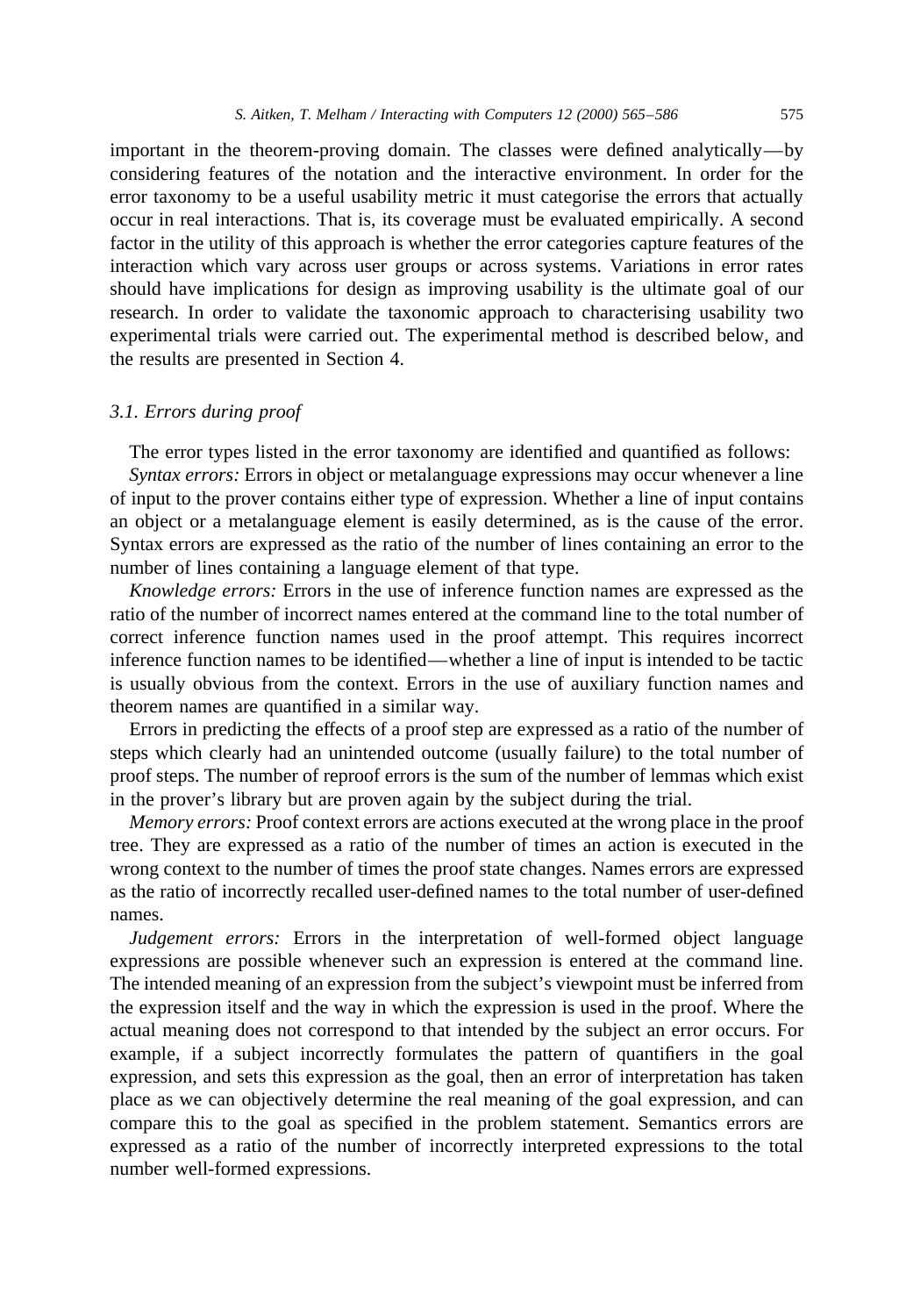important in the theorem-proving domain. The classes were defined analytically—by considering features of the notation and the interactive environment. In order for the error taxonomy to be a useful usability metric it must categorise the errors that actually occur in real interactions. That is, its coverage must be evaluated empirically. A second factor in the utility of this approach is whether the error categories capture features of the interaction which vary across user groups or across systems. Variations in error rates should have implications for design as improving usability is the ultimate goal of our research. In order to validate the taxonomic approach to characterising usability two experimental trials were carried out. The experimental method is described below, and the results are presented in Section 4.

### *3.1. Errors during proof*

The error types listed in the error taxonomy are identified and quantified as follows:

*Syntax errors:* Errors in object or metalanguage expressions may occur whenever a line of input to the prover contains either type of expression. Whether a line of input contains an object or a metalanguage element is easily determined, as is the cause of the error. Syntax errors are expressed as the ratio of the number of lines containing an error to the number of lines containing a language element of that type.

*Knowledge errors:* Errors in the use of inference function names are expressed as the ratio of the number of incorrect names entered at the command line to the total number of correct inference function names used in the proof attempt. This requires incorrect inference function names to be identified—whether a line of input is intended to be tactic is usually obvious from the context. Errors in the use of auxiliary function names and theorem names are quantified in a similar way.

Errors in predicting the effects of a proof step are expressed as a ratio of the number of steps which clearly had an unintended outcome (usually failure) to the total number of proof steps. The number of reproof errors is the sum of the number of lemmas which exist in the prover's library but are proven again by the subject during the trial.

*Memory errors:* Proof context errors are actions executed at the wrong place in the proof tree. They are expressed as a ratio of the number of times an action is executed in the wrong context to the number of times the proof state changes. Names errors are expressed as the ratio of incorrectly recalled user-defined names to the total number of user-defined names.

*Judgement errors:* Errors in the interpretation of well-formed object language expressions are possible whenever such an expression is entered at the command line. The intended meaning of an expression from the subject's viewpoint must be inferred from the expression itself and the way in which the expression is used in the proof. Where the actual meaning does not correspond to that intended by the subject an error occurs. For example, if a subject incorrectly formulates the pattern of quantifiers in the goal expression, and sets this expression as the goal, then an error of interpretation has taken place as we can objectively determine the real meaning of the goal expression, and can compare this to the goal as specified in the problem statement. Semantics errors are expressed as a ratio of the number of incorrectly interpreted expressions to the total number well-formed expressions.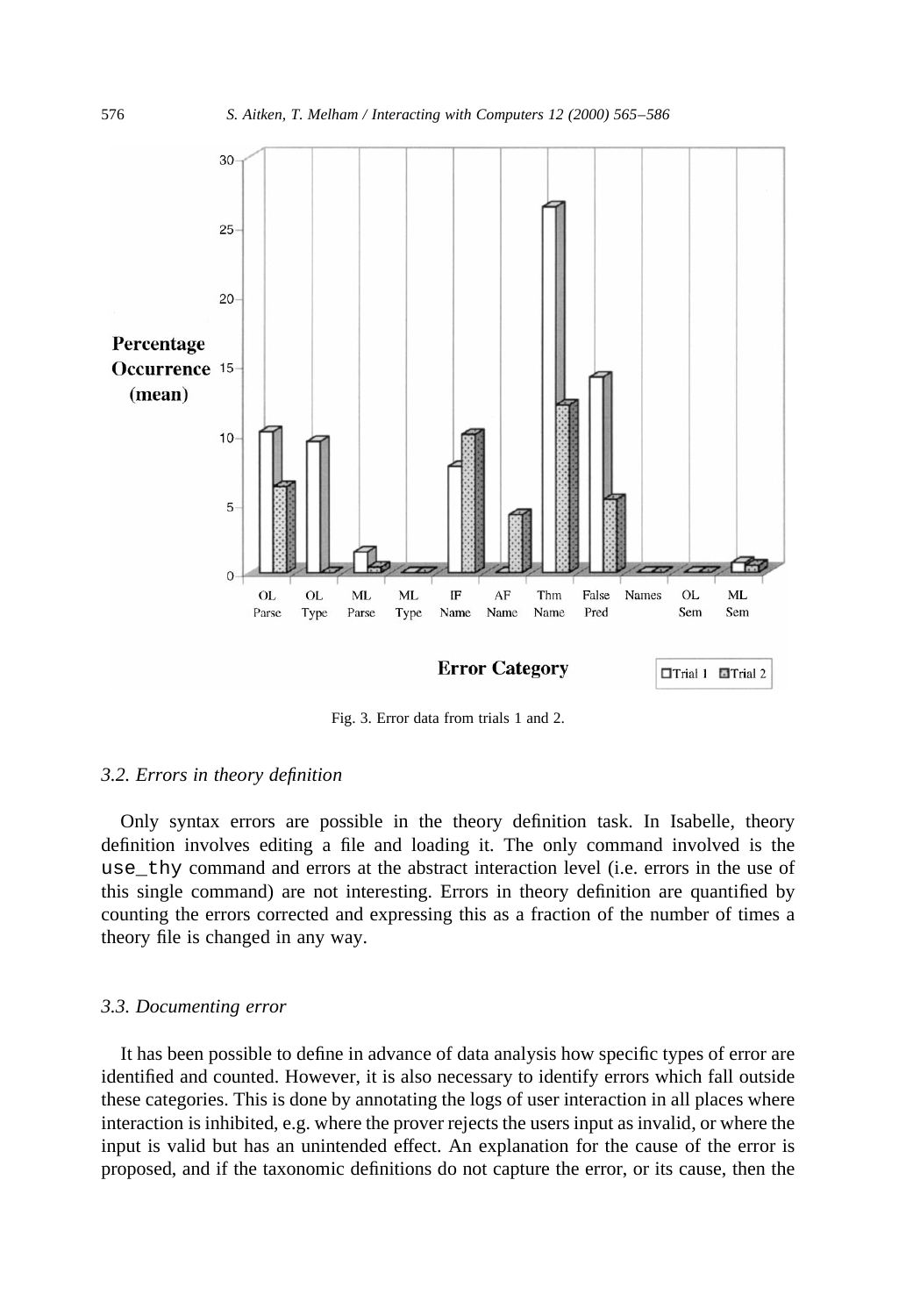Fig. 3. Error data from trials 1 and 2.

### 3.2. Errors in theory definition

Only syntax errors are possible in the theory definition task. In Isabelle, theory definition involves editing a file and loading it. The only command involved is the use_thy command and errors at the abstract interaction level (i.e. errors in the use of this single command) are not interesting. Errors in theory definition are quantified by counting the errors corrected and expressing this as a fraction of the number of times a theory file is changed in any way.

### 3.3. Documenting error

It has been possible to define in advance of data analysis how specific types of error are identified and counted. However, it is also necessary to identify errors which fall outside these categories. This is done by annotating the logs of user interaction in all places where interaction is inhibited, e.g. where the prover rejects the users input as invalid, or where the input is valid but has an unintended effect. An explanation for the cause of the error is proposed, and if the taxonomic definitions do not capture the error, or its cause, then the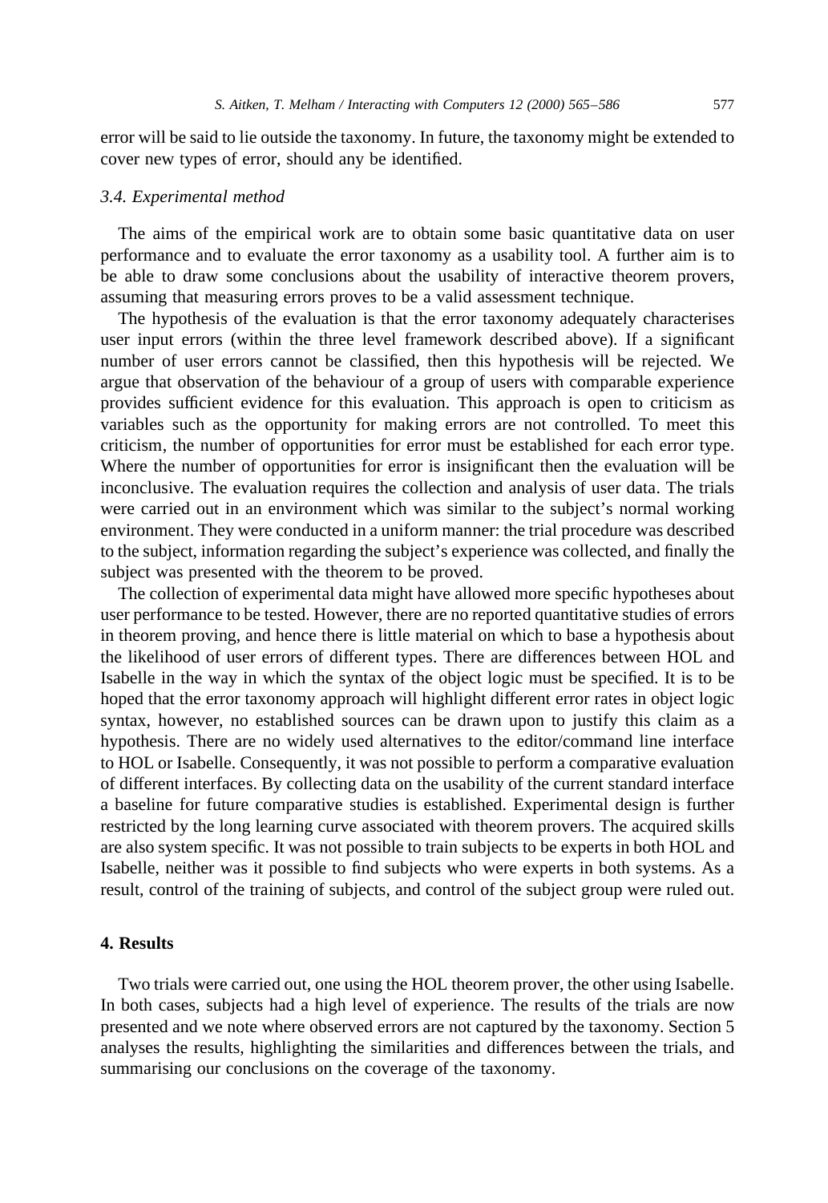error will be said to lie outside the taxonomy. In future, the taxonomy might be extended to cover new types of error, should any be identified.

### 3.4. Experimental method

The aims of the empirical work are to obtain some basic quantitative data on user performance and to evaluate the error taxonomy as a usability tool. A further aim is to be able to draw some conclusions about the usability of interactive theorem provers, assuming that measuring errors proves to be a valid assessment technique.

The hypothesis of the evaluation is that the error taxonomy adequately characterises user input errors (within the three level framework described above). If a significant number of user errors cannot be classified, then this hypothesis will be rejected. We argue that observation of the behaviour of a group of users with comparable experience provides sufficient evidence for this evaluation. This approach is open to criticism as variables such as the opportunity for making errors are not controlled. To meet this criticism, the number of opportunities for error must be established for each error type. Where the number of opportunities for error is insignificant then the evaluation will be inconclusive. The evaluation requires the collection and analysis of user data. The trials were carried out in an environment which was similar to the subject's normal working environment. They were conducted in a uniform manner: the trial procedure was described to the subject, information regarding the subject's experience was collected, and finally the subject was presented with the theorem to be proved.

The collection of experimental data might have allowed more specific hypotheses about user performance to be tested. However, there are no reported quantitative studies of errors in theorem proving, and hence there is little material on which to base a hypothesis about the likelihood of user errors of different types. There are differences between HOL and Isabelle in the way in which the syntax of the object logic must be specified. It is to be hoped that the error taxonomy approach will highlight different error rates in object logic syntax, however, no established sources can be drawn upon to justify this claim as a hypothesis. There are no widely used alternatives to the editor/command line interface to HOL or Isabelle. Consequently, it was not possible to perform a comparative evaluation of different interfaces. By collecting data on the usability of the current standard interface a baseline for future comparative studies is established. Experimental design is further restricted by the long learning curve associated with theorem provers. The acquired skills are also system specific. It was not possible to train subjects to be experts in both HOL and Isabelle, neither was it possible to find subjects who were experts in both systems. As a result, control of the training of subjects, and control of the subject group were ruled out.

## 4. Results

Two trials were carried out, one using the HOL theorem prover, the other using Isabelle. In both cases, subjects had a high level of experience. The results of the trials are now presented and we note where observed errors are not captured by the taxonomy. Section 5 analyses the results, highlighting the similarities and differences between the trials, and summarising our conclusions on the coverage of the taxonomy.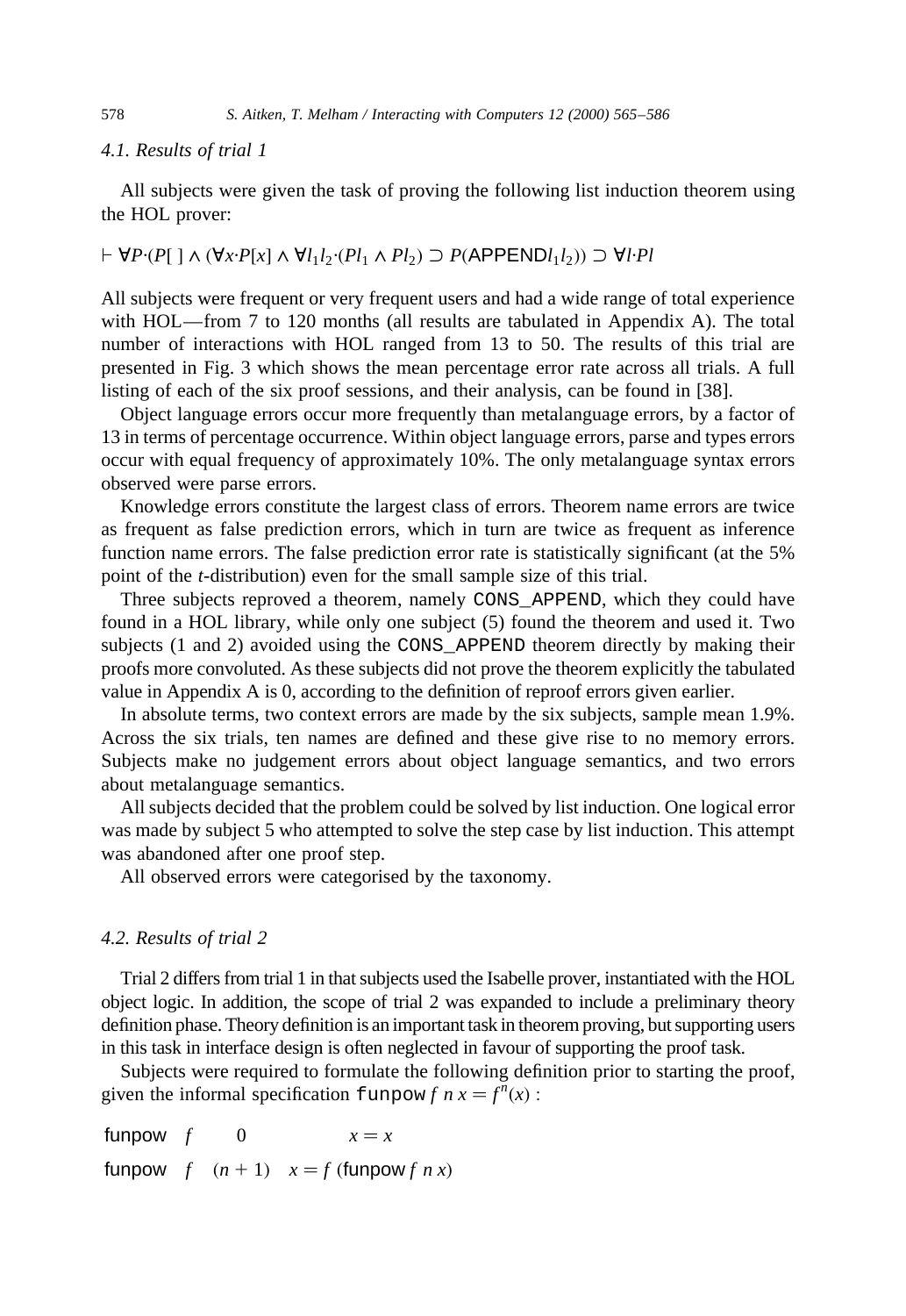### 4.1. Results of trial 1

All subjects were given the task of proving the following list induction theorem using the HOL prover:

$$\vdash \forall P \cdot (P[\,] \wedge (\forall x \cdot P[x] \wedge \forall l_1 l_2 \cdot (P l_1 \wedge P l_2) \supset P(\mathsf{APPEND} l_1 l_2)) \supset \forall l \cdot P l$$

All subjects were frequent or very frequent users and had a wide range of total experience with HOL—from 7 to 120 months (all results are tabulated in Appendix A). The total number of interactions with HOL ranged from 13 to 50. The results of this trial are presented in Fig. 3 which shows the mean percentage error rate across all trials. A full listing of each of the six proof sessions, and their analysis, can be found in [38].

Object language errors occur more frequently than metalanguage errors, by a factor of 13 in terms of percentage occurrence. Within object language errors, parse and types errors occur with equal frequency of approximately 10%. The only metalanguage syntax errors observed were parse errors.

Knowledge errors constitute the largest class of errors. Theorem name errors are twice as frequent as false prediction errors, which in turn are twice as frequent as inference function name errors. The false prediction error rate is statistically significant (at the 5% point of the *t*-distribution) even for the small sample size of this trial.

Three subjects reproved a theorem, namely `CONS_APPEND`, which they could have found in a HOL library, while only one subject (5) found the theorem and used it. Two subjects (1 and 2) avoided using the `CONS_APPEND` theorem directly by making their proofs more convoluted. As these subjects did not prove the theorem explicitly the tabulated value in Appendix A is 0, according to the definition of reproof errors given earlier.

In absolute terms, two context errors are made by the six subjects, sample mean 1.9%. Across the six trials, ten names are defined and these give rise to no memory errors. Subjects make no judgement errors about object language semantics, and two errors about metalanguage semantics.

All subjects decided that the problem could be solved by list induction. One logical error was made by subject 5 who attempted to solve the step case by list induction. This attempt was abandoned after one proof step.

All observed errors were categorised by the taxonomy.

### 4.2. Results of trial 2

Trial 2 differs from trial 1 in that subjects used the Isabelle prover, instantiated with the HOL object logic. In addition, the scope of trial 2 was expanded to include a preliminary theory definition phase. Theory definition is an important task in theorem proving, but supporting users in this task in interface design is often neglected in favour of supporting the proof task.

Subjects were required to formulate the following definition prior to starting the proof, given the informal specification `funpow` $f\ n\ x = f^n(x)$ :

$$\mathsf{funpow}\quad f \quad 0 \qquad x = x$$

$$\mathsf{funpow}\quad f \quad (n+1) \quad x = f\ (\mathsf{funpow}\ f\ n\ x)$$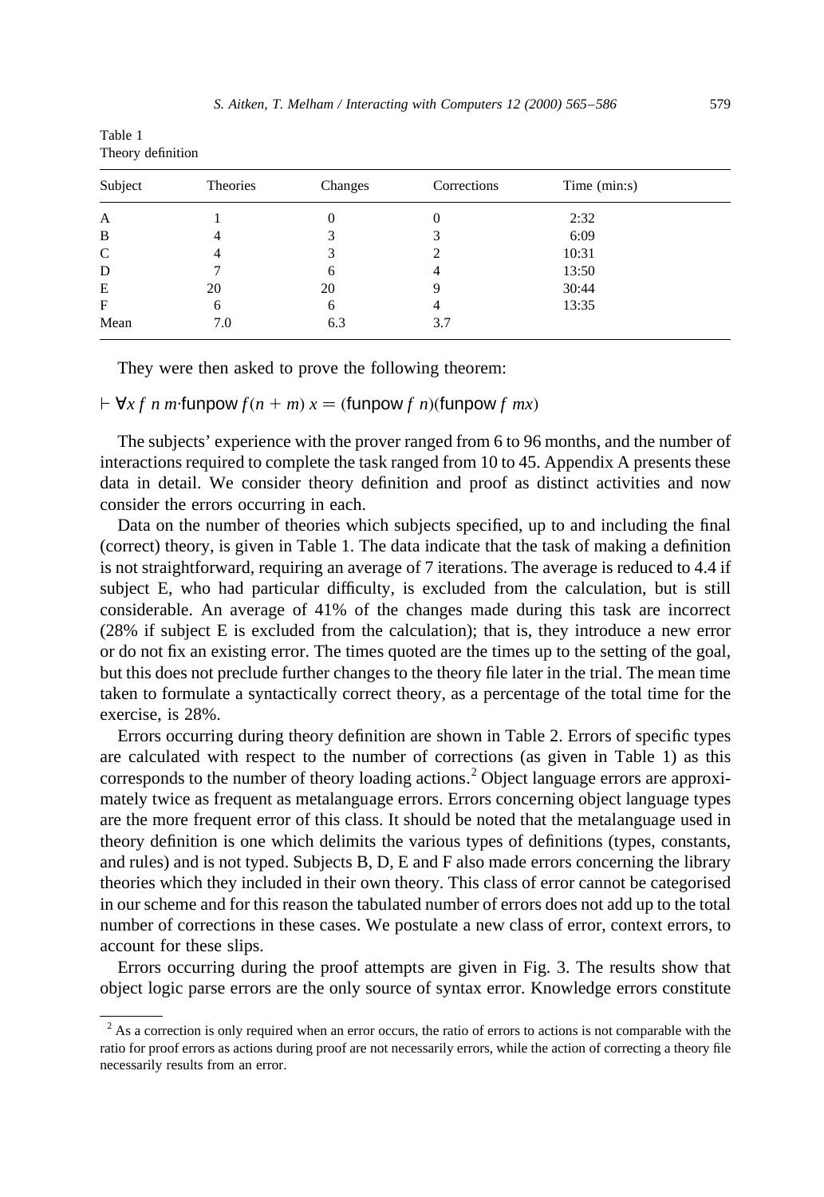Table 1
Theory definition

| Subject | Theories | Changes | Corrections | Time (min:s) |
| --- | --- | --- | --- | --- |
| A | 1 | 0 | 0 | 2:32 |
| B | 4 | 3 | 3 | 6:09 |
| C | 4 | 3 | 2 | 10:31 |
| D | 7 | 6 | 4 | 13:50 |
| E | 20 | 20 | 9 | 30:44 |
| F | 6 | 6 | 4 | 13:35 |
| Mean | 7.0 | 6.3 | 3.7 | |

They were then asked to prove the following theorem:

$$\vdash \forall x\ f\ n\ m \cdot \mathsf{funpow}\ f(n+m)\ x = (\mathsf{funpow}\ f\ n)(\mathsf{funpow}\ f\ mx)$$

The subjects' experience with the prover ranged from 6 to 96 months, and the number of interactions required to complete the task ranged from 10 to 45. Appendix A presents these data in detail. We consider theory definition and proof as distinct activities and now consider the errors occurring in each.

Data on the number of theories which subjects specified, up to and including the final (correct) theory, is given in Table 1. The data indicate that the task of making a definition is not straightforward, requiring an average of 7 iterations. The average is reduced to 4.4 if subject E, who had particular difficulty, is excluded from the calculation, but is still considerable. An average of 41% of the changes made during this task are incorrect (28% if subject E is excluded from the calculation); that is, they introduce a new error or do not fix an existing error. The times quoted are the times up to the setting of the goal, but this does not preclude further changes to the theory file later in the trial. The mean time taken to formulate a syntactically correct theory, as a percentage of the total time for the exercise, is 28%.

Errors occurring during theory definition are shown in Table 2. Errors of specific types are calculated with respect to the number of corrections (as given in Table 1) as this corresponds to the number of theory loading actions.[2] Object language errors are approximately twice as frequent as metalanguage errors. Errors concerning object language types are the more frequent error of this class. It should be noted that the metalanguage used in theory definition is one which delimits the various types of definitions (types, constants, and rules) and is not typed. Subjects B, D, E and F also made errors concerning the library theories which they included in their own theory. This class of error cannot be categorised in our scheme and for this reason the tabulated number of errors does not add up to the total number of corrections in these cases. We postulate a new class of error, context errors, to account for these slips.

Errors occurring during the proof attempts are given in Fig. 3. The results show that object logic parse errors are the only source of syntax error. Knowledge errors constitute

[2] As a correction is only required when an error occurs, the ratio of errors to actions is not comparable with the ratio for proof errors as actions during proof are not necessarily errors, while the action of correcting a theory file necessarily results from an error.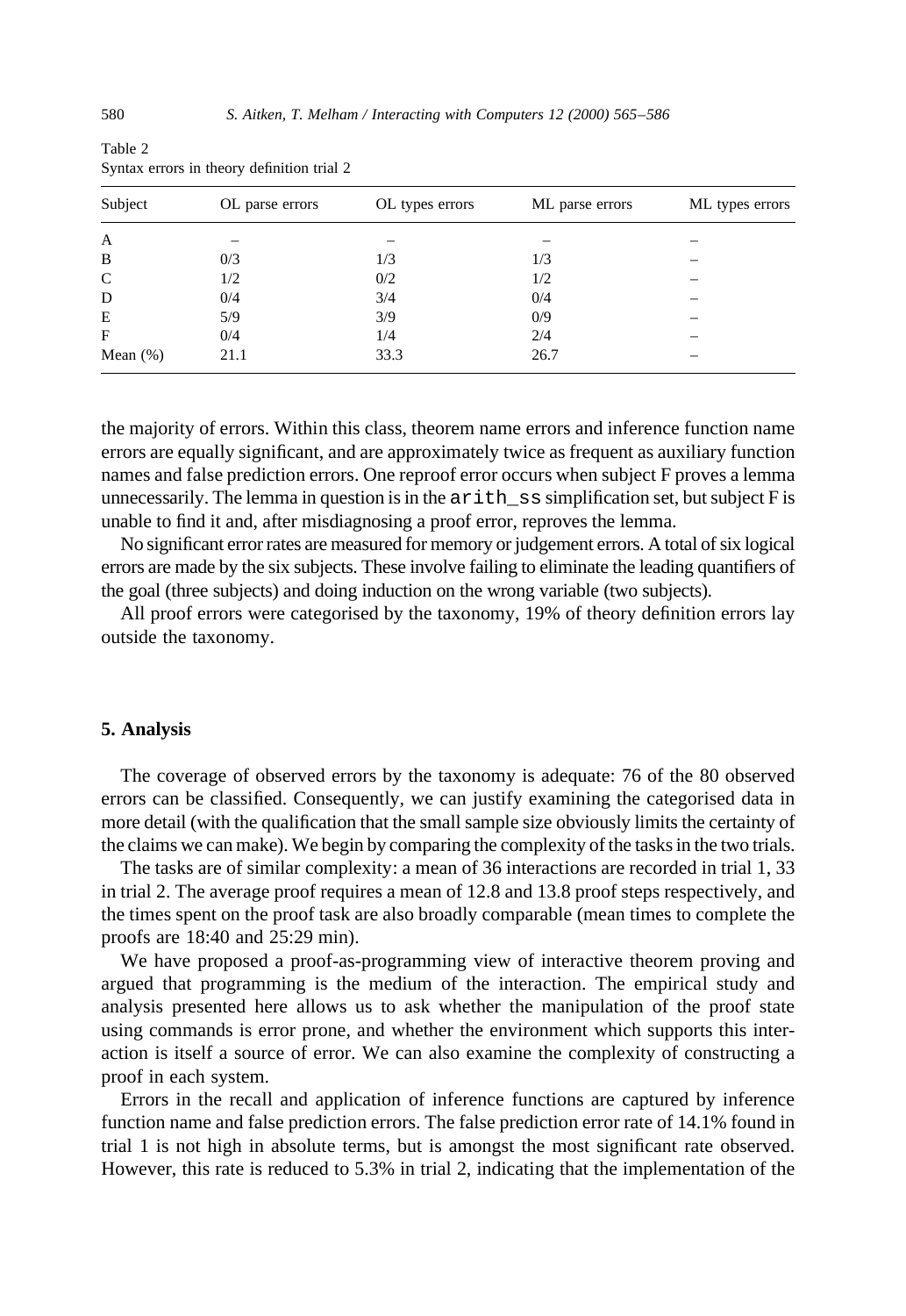Table 2
Syntax errors in theory definition trial 2

| Subject | OL parse errors | OL types errors | ML parse errors | ML types errors |
| --- | --- | --- | --- | --- |
| A | – | – | – | – |
| B | 0/3 | 1/3 | 1/3 | – |
| C | 1/2 | 0/2 | 1/2 | – |
| D | 0/4 | 3/4 | 0/4 | – |
| E | 5/9 | 3/9 | 0/9 | – |
| F | 0/4 | 1/4 | 2/4 | – |
| Mean (%) | 21.1 | 33.3 | 26.7 | – |

the majority of errors. Within this class, theorem name errors and inference function name errors are equally significant, and are approximately twice as frequent as auxiliary function names and false prediction errors. One reproof error occurs when subject F proves a lemma unnecessarily. The lemma in question is in the `arith_ss` simplification set, but subject F is unable to find it and, after misdiagnosing a proof error, reproves the lemma.

No significant error rates are measured for memory or judgement errors. A total of six logical errors are made by the six subjects. These involve failing to eliminate the leading quantifiers of the goal (three subjects) and doing induction on the wrong variable (two subjects).

All proof errors were categorised by the taxonomy, 19% of theory definition errors lay outside the taxonomy.

## 5. Analysis

The coverage of observed errors by the taxonomy is adequate: 76 of the 80 observed errors can be classified. Consequently, we can justify examining the categorised data in more detail (with the qualification that the small sample size obviously limits the certainty of the claims we can make). We begin by comparing the complexity of the tasks in the two trials.

The tasks are of similar complexity: a mean of 36 interactions are recorded in trial 1, 33 in trial 2. The average proof requires a mean of 12.8 and 13.8 proof steps respectively, and the times spent on the proof task are also broadly comparable (mean times to complete the proofs are 18:40 and 25:29 min).

We have proposed a proof-as-programming view of interactive theorem proving and argued that programming is the medium of the interaction. The empirical study and analysis presented here allows us to ask whether the manipulation of the proof state using commands is error prone, and whether the environment which supports this interaction is itself a source of error. We can also examine the complexity of constructing a proof in each system.

Errors in the recall and application of inference functions are captured by inference function name and false prediction errors. The false prediction error rate of 14.1% found in trial 1 is not high in absolute terms, but is amongst the most significant rate observed. However, this rate is reduced to 5.3% in trial 2, indicating that the implementation of the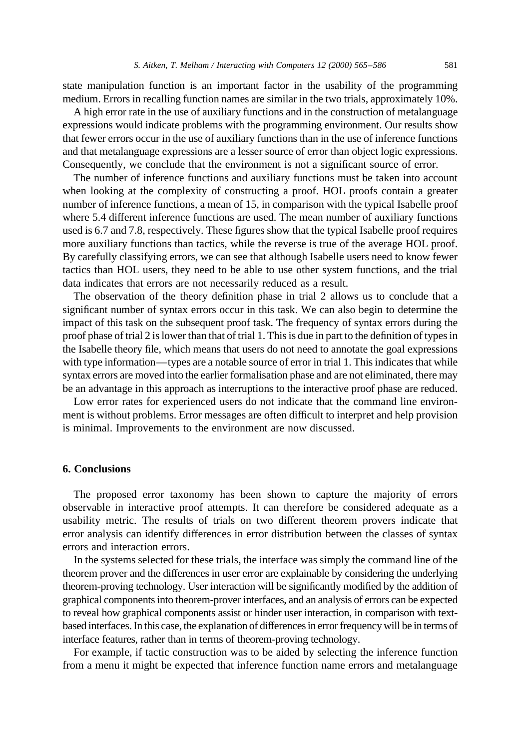state manipulation function is an important factor in the usability of the programming medium. Errors in recalling function names are similar in the two trials, approximately 10%.

A high error rate in the use of auxiliary functions and in the construction of metalanguage expressions would indicate problems with the programming environment. Our results show that fewer errors occur in the use of auxiliary functions than in the use of inference functions and that metalanguage expressions are a lesser source of error than object logic expressions. Consequently, we conclude that the environment is not a significant source of error.

The number of inference functions and auxiliary functions must be taken into account when looking at the complexity of constructing a proof. HOL proofs contain a greater number of inference functions, a mean of 15, in comparison with the typical Isabelle proof where 5.4 different inference functions are used. The mean number of auxiliary functions used is 6.7 and 7.8, respectively. These figures show that the typical Isabelle proof requires more auxiliary functions than tactics, while the reverse is true of the average HOL proof. By carefully classifying errors, we can see that although Isabelle users need to know fewer tactics than HOL users, they need to be able to use other system functions, and the trial data indicates that errors are not necessarily reduced as a result.

The observation of the theory definition phase in trial 2 allows us to conclude that a significant number of syntax errors occur in this task. We can also begin to determine the impact of this task on the subsequent proof task. The frequency of syntax errors during the proof phase of trial 2 is lower than that of trial 1. This is due in part to the definition of types in the Isabelle theory file, which means that users do not need to annotate the goal expressions with type information—types are a notable source of error in trial 1. This indicates that while syntax errors are moved into the earlier formalisation phase and are not eliminated, there may be an advantage in this approach as interruptions to the interactive proof phase are reduced.

Low error rates for experienced users do not indicate that the command line environment is without problems. Error messages are often difficult to interpret and help provision is minimal. Improvements to the environment are now discussed.

## 6. Conclusions

The proposed error taxonomy has been shown to capture the majority of errors observable in interactive proof attempts. It can therefore be considered adequate as a usability metric. The results of trials on two different theorem provers indicate that error analysis can identify differences in error distribution between the classes of syntax errors and interaction errors.

In the systems selected for these trials, the interface was simply the command line of the theorem prover and the differences in user error are explainable by considering the underlying theorem-proving technology. User interaction will be significantly modified by the addition of graphical components into theorem-prover interfaces, and an analysis of errors can be expected to reveal how graphical components assist or hinder user interaction, in comparison with text-based interfaces. In this case, the explanation of differences in error frequency will be in terms of interface features, rather than in terms of theorem-proving technology.

For example, if tactic construction was to be aided by selecting the inference function from a menu it might be expected that inference function name errors and metalanguage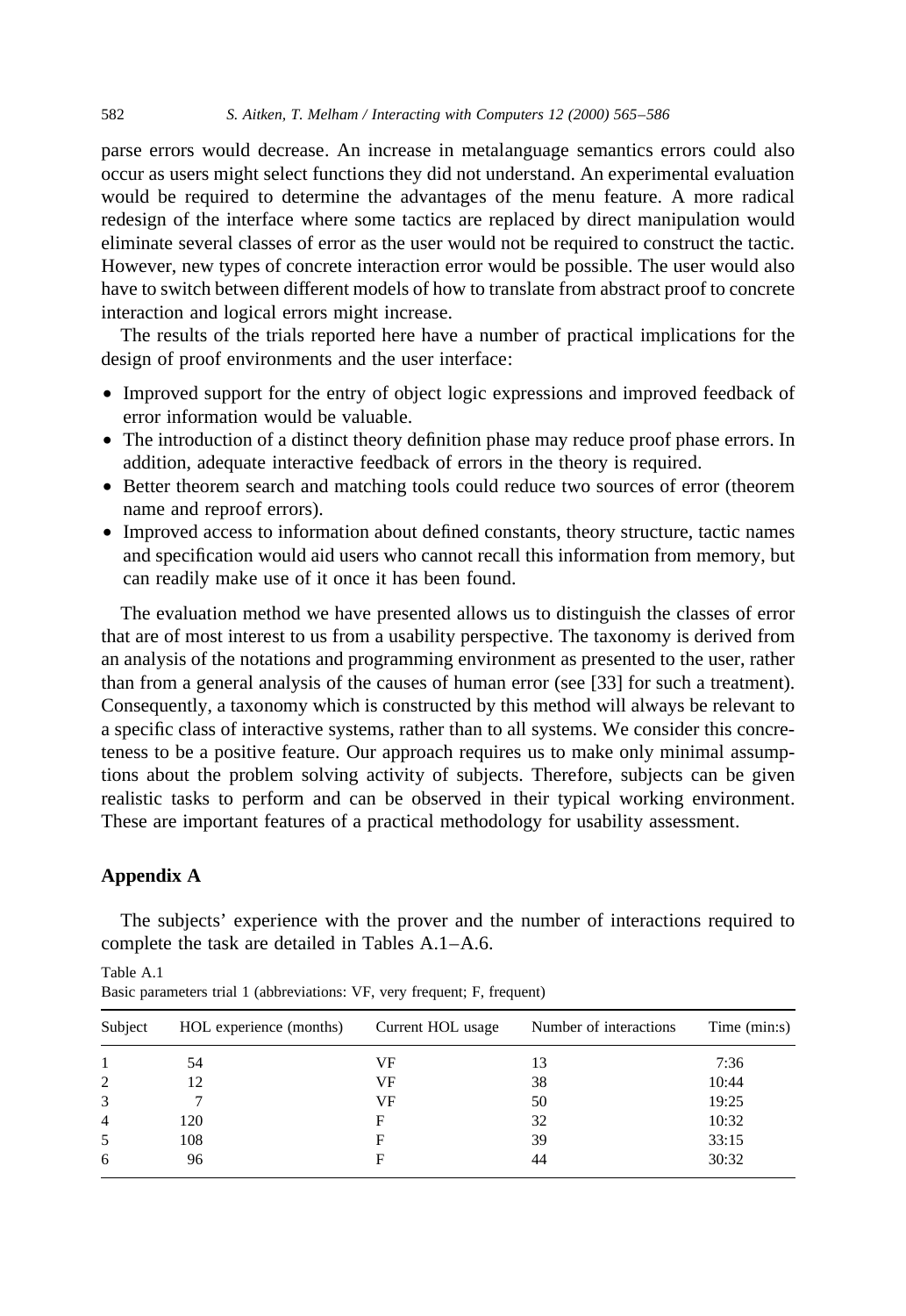parse errors would decrease. An increase in metalanguage semantics errors could also occur as users might select functions they did not understand. An experimental evaluation would be required to determine the advantages of the menu feature. A more radical redesign of the interface where some tactics are replaced by direct manipulation would eliminate several classes of error as the user would not be required to construct the tactic. However, new types of concrete interaction error would be possible. The user would also have to switch between different models of how to translate from abstract proof to concrete interaction and logical errors might increase.

The results of the trials reported here have a number of practical implications for the design of proof environments and the user interface:

- Improved support for the entry of object logic expressions and improved feedback of error information would be valuable.
- The introduction of a distinct theory definition phase may reduce proof phase errors. In addition, adequate interactive feedback of errors in the theory is required.
- Better theorem search and matching tools could reduce two sources of error (theorem name and reproof errors).
- Improved access to information about defined constants, theory structure, tactic names and specification would aid users who cannot recall this information from memory, but can readily make use of it once it has been found.

The evaluation method we have presented allows us to distinguish the classes of error that are of most interest to us from a usability perspective. The taxonomy is derived from an analysis of the notations and programming environment as presented to the user, rather than from a general analysis of the causes of human error (see [33] for such a treatment). Consequently, a taxonomy which is constructed by this method will always be relevant to a specific class of interactive systems, rather than to all systems. We consider this concreteness to be a positive feature. Our approach requires us to make only minimal assumptions about the problem solving activity of subjects. Therefore, subjects can be given realistic tasks to perform and can be observed in their typical working environment. These are important features of a practical methodology for usability assessment.

## Appendix A

The subjects' experience with the prover and the number of interactions required to complete the task are detailed in Tables A.1–A.6.

Table A.1
Basic parameters trial 1 (abbreviations: VF, very frequent; F, frequent)

| Subject | HOL experience (months) | Current HOL usage | Number of interactions | Time (min:s) |
|---|---|---|---|---|
| 1 | 54 | VF | 13 | 7:36 |
| 2 | 12 | VF | 38 | 10:44 |
| 3 | 7 | VF | 50 | 19:25 |
| 4 | 120 | F | 32 | 10:32 |
| 5 | 108 | F | 39 | 33:15 |
| 6 | 96 | F | 44 | 30:32 |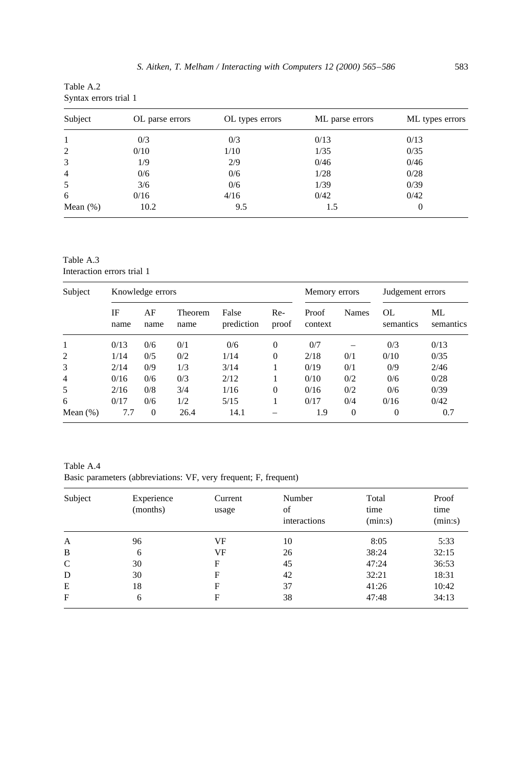Table A.2
Syntax errors trial 1

| Subject | OL parse errors | OL types errors | ML parse errors | ML types errors |
|---|---|---|---|---|
| 1 | 0/3 | 0/3 | 0/13 | 0/13 |
| 2 | 0/10 | 1/10 | 1/35 | 0/35 |
| 3 | 1/9 | 2/9 | 0/46 | 0/46 |
| 4 | 0/6 | 0/6 | 1/28 | 0/28 |
| 5 | 3/6 | 0/6 | 1/39 | 0/39 |
| 6 | 0/16 | 4/16 | 0/42 | 0/42 |
| Mean (%) | 10.2 | 9.5 | 1.5 | 0 |

Table A.3
Interaction errors trial 1

| Subject | Knowledge errors | | | | | Memory errors | | Judgement errors | |
|---|---|---|---|---|---|---|---|---|---|
| | IF name | AF name | Theorem name | False prediction | Re-proof | Proof context | Names | OL semantics | ML semantics |
| 1 | 0/13 | 0/6 | 0/1 | 0/6 | 0 | 0/7 | – | 0/3 | 0/13 |
| 2 | 1/14 | 0/5 | 0/2 | 1/14 | 0 | 2/18 | 0/1 | 0/10 | 0/35 |
| 3 | 2/14 | 0/9 | 1/3 | 3/14 | 1 | 0/19 | 0/1 | 0/9 | 2/46 |
| 4 | 0/16 | 0/6 | 0/3 | 2/12 | 1 | 0/10 | 0/2 | 0/6 | 0/28 |
| 5 | 2/16 | 0/8 | 3/4 | 1/16 | 0 | 0/16 | 0/2 | 0/6 | 0/39 |
| 6 | 0/17 | 0/6 | 1/2 | 5/15 | 1 | 0/17 | 0/4 | 0/16 | 0/42 |
| Mean (%) | 7.7 | 0 | 26.4 | 14.1 | – | 1.9 | 0 | 0 | 0.7 |

Table A.4
Basic parameters (abbreviations: VF, very frequent; F, frequent)

| Subject | Experience (months) | Current usage | Number of interactions | Total time (min:s) | Proof time (min:s) |
|---|---|---|---|---|---|
| A | 96 | VF | 10 | 8:05 | 5:33 |
| B | 6 | VF | 26 | 38:24 | 32:15 |
| C | 30 | F | 45 | 47:24 | 36:53 |
| D | 30 | F | 42 | 32:21 | 18:31 |
| E | 18 | F | 37 | 41:26 | 10:42 |
| F | 6 | F | 38 | 47:48 | 34:13 |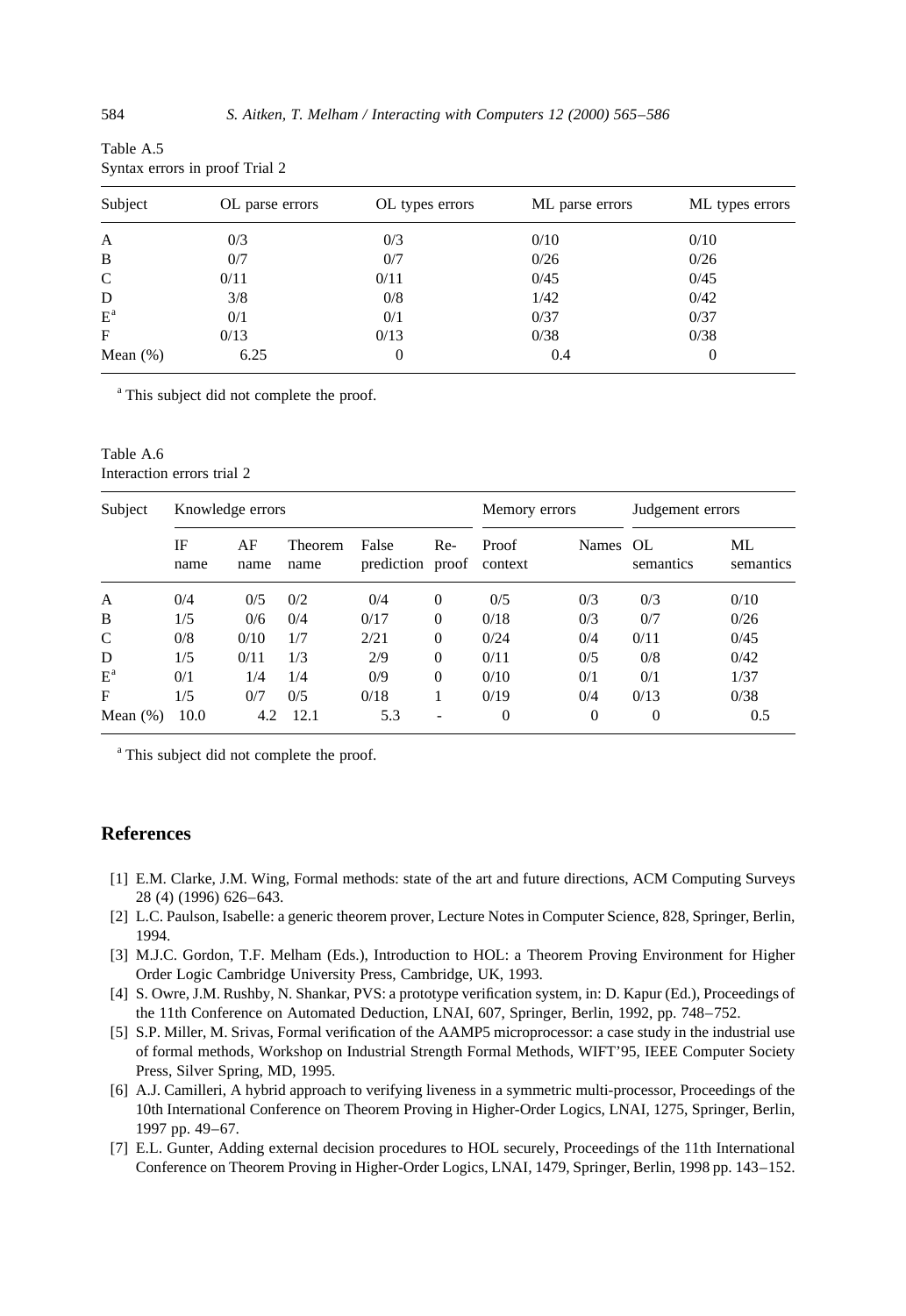Table A.5
Syntax errors in proof Trial 2

| Subject | OL parse errors | OL types errors | ML parse errors | ML types errors |
|---|---|---|---|---|
| A | 0/3 | 0/3 | 0/10 | 0/10 |
| B | 0/7 | 0/7 | 0/26 | 0/26 |
| C | 0/11 | 0/11 | 0/45 | 0/45 |
| D | 3/8 | 0/8 | 1/42 | 0/42 |
| E[a] | 0/1 | 0/1 | 0/37 | 0/37 |
| F | 0/13 | 0/13 | 0/38 | 0/38 |
| Mean (%) | 6.25 | 0 | 0.4 | 0 |

[a] This subject did not complete the proof.

Table A.6
Interaction errors trial 2

| Subject | Knowledge errors | | | | | Memory errors | | Judgement errors | |
|---|---|---|---|---|---|---|---|---|---|
| | IF name | AF name | Theorem name | False prediction | Re-proof | Proof context | Names | OL semantics | ML semantics |
| A | 0/4 | 0/5 | 0/2 | 0/4 | 0 | 0/5 | 0/3 | 0/3 | 0/10 |
| B | 1/5 | 0/6 | 0/4 | 0/17 | 0 | 0/18 | 0/3 | 0/7 | 0/26 |
| C | 0/8 | 0/10 | 1/7 | 2/21 | 0 | 0/24 | 0/4 | 0/11 | 0/45 |
| D | 1/5 | 0/11 | 1/3 | 2/9 | 0 | 0/11 | 0/5 | 0/8 | 0/42 |
| E[a] | 0/1 | 1/4 | 1/4 | 0/9 | 0 | 0/10 | 0/1 | 0/1 | 1/37 |
| F | 1/5 | 0/7 | 0/5 | 0/18 | 1 | 0/19 | 0/4 | 0/13 | 0/38 |
| Mean (%) | 10.0 | 4.2 | 12.1 | 5.3 | - | 0 | 0 | 0 | 0.5 |

[a] This subject did not complete the proof.

## References

[1] E.M. Clarke, J.M. Wing, Formal methods: state of the art and future directions, ACM Computing Surveys 28 (4) (1996) 626–643.

[2] L.C. Paulson, Isabelle: a generic theorem prover, Lecture Notes in Computer Science, 828, Springer, Berlin, 1994.

[3] M.J.C. Gordon, T.F. Melham (Eds.), Introduction to HOL: a Theorem Proving Environment for Higher Order Logic Cambridge University Press, Cambridge, UK, 1993.

[4] S. Owre, J.M. Rushby, N. Shankar, PVS: a prototype verification system, in: D. Kapur (Ed.), Proceedings of the 11th Conference on Automated Deduction, LNAI, 607, Springer, Berlin, 1992, pp. 748–752.

[5] S.P. Miller, M. Srivas, Formal verification of the AAMP5 microprocessor: a case study in the industrial use of formal methods, Workshop on Industrial Strength Formal Methods, WIFT'95, IEEE Computer Society Press, Silver Spring, MD, 1995.

[6] A.J. Camilleri, A hybrid approach to verifying liveness in a symmetric multi-processor, Proceedings of the 10th International Conference on Theorem Proving in Higher-Order Logics, LNAI, 1275, Springer, Berlin, 1997 pp. 49–67.

[7] E.L. Gunter, Adding external decision procedures to HOL securely, Proceedings of the 11th International Conference on Theorem Proving in Higher-Order Logics, LNAI, 1479, Springer, Berlin, 1998 pp. 143–152.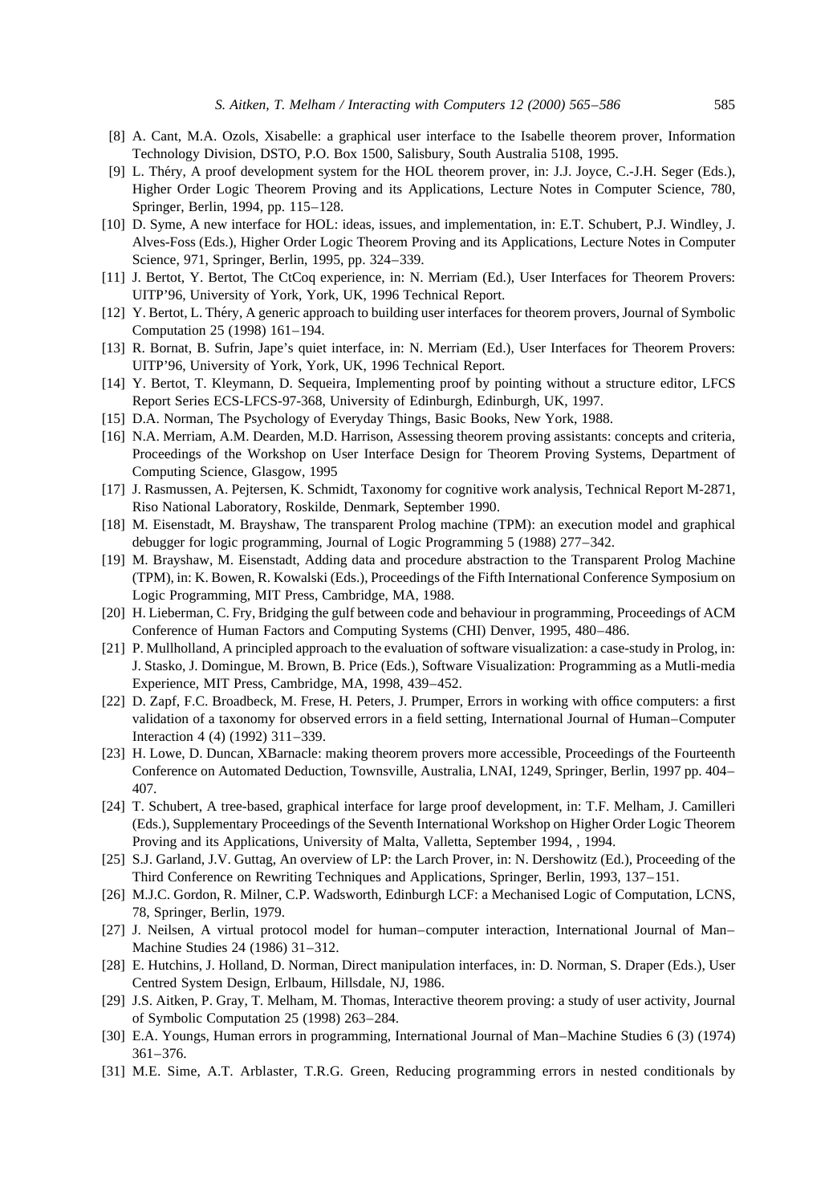[8] A. Cant, M.A. Ozols, Xisabelle: a graphical user interface to the Isabelle theorem prover, Information Technology Division, DSTO, P.O. Box 1500, Salisbury, South Australia 5108, 1995.

[9] L. Théry, A proof development system for the HOL theorem prover, in: J.J. Joyce, C.-J.H. Seger (Eds.), Higher Order Logic Theorem Proving and its Applications, Lecture Notes in Computer Science, 780, Springer, Berlin, 1994, pp. 115–128.

[10] D. Syme, A new interface for HOL: ideas, issues, and implementation, in: E.T. Schubert, P.J. Windley, J. Alves-Foss (Eds.), Higher Order Logic Theorem Proving and its Applications, Lecture Notes in Computer Science, 971, Springer, Berlin, 1995, pp. 324–339.

[11] J. Bertot, Y. Bertot, The CtCoq experience, in: N. Merriam (Ed.), User Interfaces for Theorem Provers: UITP'96, University of York, York, UK, 1996 Technical Report.

[12] Y. Bertot, L. Théry, A generic approach to building user interfaces for theorem provers, Journal of Symbolic Computation 25 (1998) 161–194.

[13] R. Bornat, B. Sufrin, Jape's quiet interface, in: N. Merriam (Ed.), User Interfaces for Theorem Provers: UITP'96, University of York, York, UK, 1996 Technical Report.

[14] Y. Bertot, T. Kleymann, D. Sequeira, Implementing proof by pointing without a structure editor, LFCS Report Series ECS-LFCS-97-368, University of Edinburgh, Edinburgh, UK, 1997.

[15] D.A. Norman, The Psychology of Everyday Things, Basic Books, New York, 1988.

[16] N.A. Merriam, A.M. Dearden, M.D. Harrison, Assessing theorem proving assistants: concepts and criteria, Proceedings of the Workshop on User Interface Design for Theorem Proving Systems, Department of Computing Science, Glasgow, 1995

[17] J. Rasmussen, A. Pejtersen, K. Schmidt, Taxonomy for cognitive work analysis, Technical Report M-2871, Riso National Laboratory, Roskilde, Denmark, September 1990.

[18] M. Eisenstadt, M. Brayshaw, The transparent Prolog machine (TPM): an execution model and graphical debugger for logic programming, Journal of Logic Programming 5 (1988) 277–342.

[19] M. Brayshaw, M. Eisenstadt, Adding data and procedure abstraction to the Transparent Prolog Machine (TPM), in: K. Bowen, R. Kowalski (Eds.), Proceedings of the Fifth International Conference Symposium on Logic Programming, MIT Press, Cambridge, MA, 1988.

[20] H. Lieberman, C. Fry, Bridging the gulf between code and behaviour in programming, Proceedings of ACM Conference of Human Factors and Computing Systems (CHI) Denver, 1995, 480–486.

[21] P. Mullholland, A principled approach to the evaluation of software visualization: a case-study in Prolog, in: J. Stasko, J. Domingue, M. Brown, B. Price (Eds.), Software Visualization: Programming as a Mutli-media Experience, MIT Press, Cambridge, MA, 1998, 439–452.

[22] D. Zapf, F.C. Broadbeck, M. Frese, H. Peters, J. Prumper, Errors in working with office computers: a first validation of a taxonomy for observed errors in a field setting, International Journal of Human–Computer Interaction 4 (4) (1992) 311–339.

[23] H. Lowe, D. Duncan, XBarnacle: making theorem provers more accessible, Proceedings of the Fourteenth Conference on Automated Deduction, Townsville, Australia, LNAI, 1249, Springer, Berlin, 1997 pp. 404–407.

[24] T. Schubert, A tree-based, graphical interface for large proof development, in: T.F. Melham, J. Camilleri (Eds.), Supplementary Proceedings of the Seventh International Workshop on Higher Order Logic Theorem Proving and its Applications, University of Malta, Valletta, September 1994, , 1994.

[25] S.J. Garland, J.V. Guttag, An overview of LP: the Larch Prover, in: N. Dershowitz (Ed.), Proceeding of the Third Conference on Rewriting Techniques and Applications, Springer, Berlin, 1993, 137–151.

[26] M.J.C. Gordon, R. Milner, C.P. Wadsworth, Edinburgh LCF: a Mechanised Logic of Computation, LCNS, 78, Springer, Berlin, 1979.

[27] J. Neilsen, A virtual protocol model for human–computer interaction, International Journal of Man–Machine Studies 24 (1986) 31–312.

[28] E. Hutchins, J. Holland, D. Norman, Direct manipulation interfaces, in: D. Norman, S. Draper (Eds.), User Centred System Design, Erlbaum, Hillsdale, NJ, 1986.

[29] J.S. Aitken, P. Gray, T. Melham, M. Thomas, Interactive theorem proving: a study of user activity, Journal of Symbolic Computation 25 (1998) 263–284.

[30] E.A. Youngs, Human errors in programming, International Journal of Man–Machine Studies 6 (3) (1974) 361–376.

[31] M.E. Sime, A.T. Arblaster, T.R.G. Green, Reducing programming errors in nested conditionals by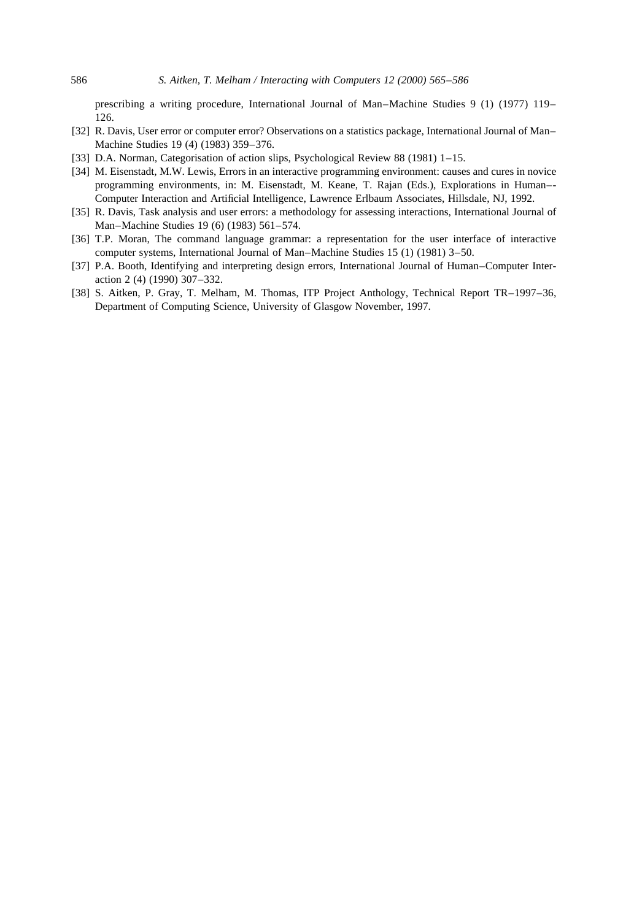prescribing a writing procedure, International Journal of Man–Machine Studies 9 (1) (1977) 119–126.

[32] R. Davis, User error or computer error? Observations on a statistics package, International Journal of Man–Machine Studies 19 (4) (1983) 359–376.

[33] D.A. Norman, Categorisation of action slips, Psychological Review 88 (1981) 1–15.

[34] M. Eisenstadt, M.W. Lewis, Errors in an interactive programming environment: causes and cures in novice programming environments, in: M. Eisenstadt, M. Keane, T. Rajan (Eds.), Explorations in Human–-Computer Interaction and Artificial Intelligence, Lawrence Erlbaum Associates, Hillsdale, NJ, 1992.

[35] R. Davis, Task analysis and user errors: a methodology for assessing interactions, International Journal of Man–Machine Studies 19 (6) (1983) 561–574.

[36] T.P. Moran, The command language grammar: a representation for the user interface of interactive computer systems, International Journal of Man–Machine Studies 15 (1) (1981) 3–50.

[37] P.A. Booth, Identifying and interpreting design errors, International Journal of Human–Computer Interaction 2 (4) (1990) 307–332.

[38] S. Aitken, P. Gray, T. Melham, M. Thomas, ITP Project Anthology, Technical Report TR–1997–36, Department of Computing Science, University of Glasgow November, 1997.